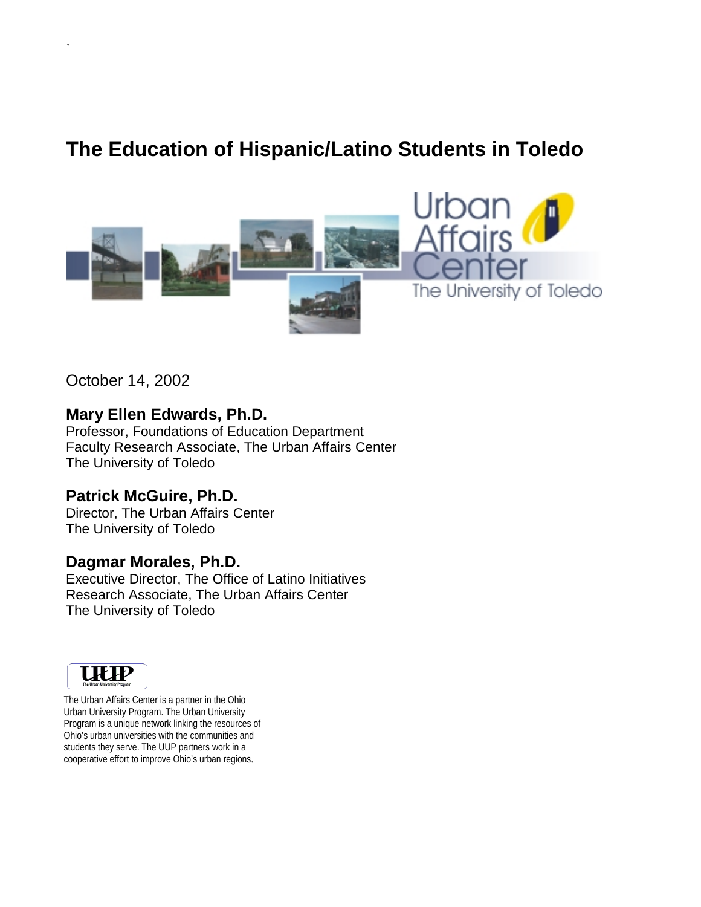# The Education of Hispanic/Latino Students in Toledo

Urban Affairs Center
The University of Toledo

October 14, 2002

**Mary Ellen Edwards, Ph.D.**
Professor, Foundations of Education Department
Faculty Research Associate, The Urban Affairs Center
The University of Toledo

**Patrick McGuire, Ph.D.**
Director, The Urban Affairs Center
The University of Toledo

**Dagmar Morales, Ph.D.**
Executive Director, The Office of Latino Initiatives
Research Associate, The Urban Affairs Center
The University of Toledo

UUP
The Urban University Program

The Urban Affairs Center is a partner in the Ohio Urban University Program. The Urban University Program is a unique network linking the resources of Ohio's urban universities with the communities and students they serve. The UUP partners work in a cooperative effort to improve Ohio's urban regions.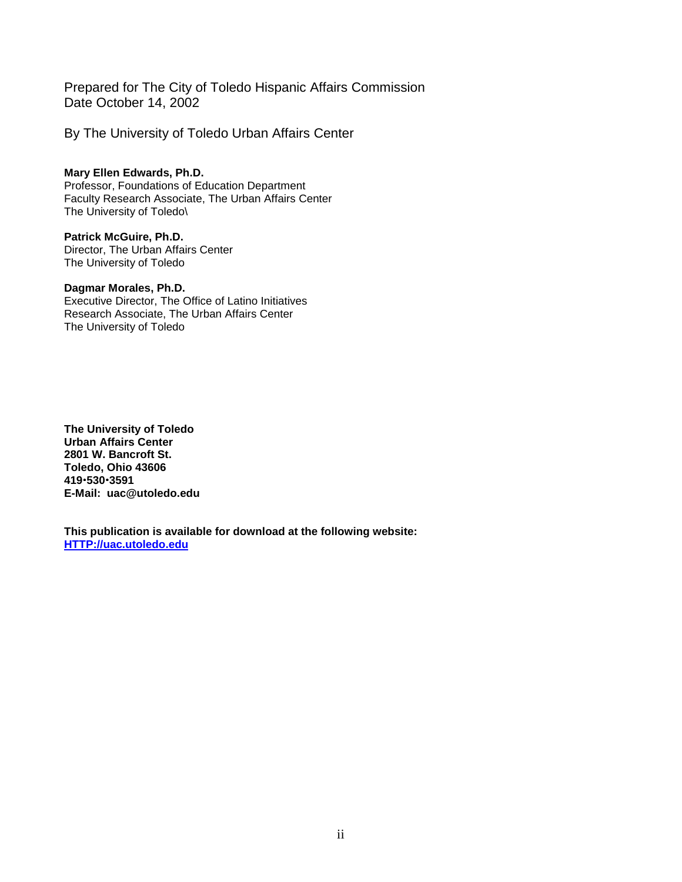Prepared for The City of Toledo Hispanic Affairs Commission
Date October 14, 2002

By The University of Toledo Urban Affairs Center

**Mary Ellen Edwards, Ph.D.**
Professor, Foundations of Education Department
Faculty Research Associate, The Urban Affairs Center
The University of Toledo\

**Patrick McGuire, Ph.D.**
Director, The Urban Affairs Center
The University of Toledo

**Dagmar Morales, Ph.D.**
Executive Director, The Office of Latino Initiatives
Research Associate, The Urban Affairs Center
The University of Toledo

**The University of Toledo**
**Urban Affairs Center**
**2801 W. Bancroft St.**
**Toledo, Ohio 43606**
**419•530•3591**
**E-Mail: uac@utoledo.edu**

**This publication is available for download at the following website:**
**HTTP://uac.utoledo.edu**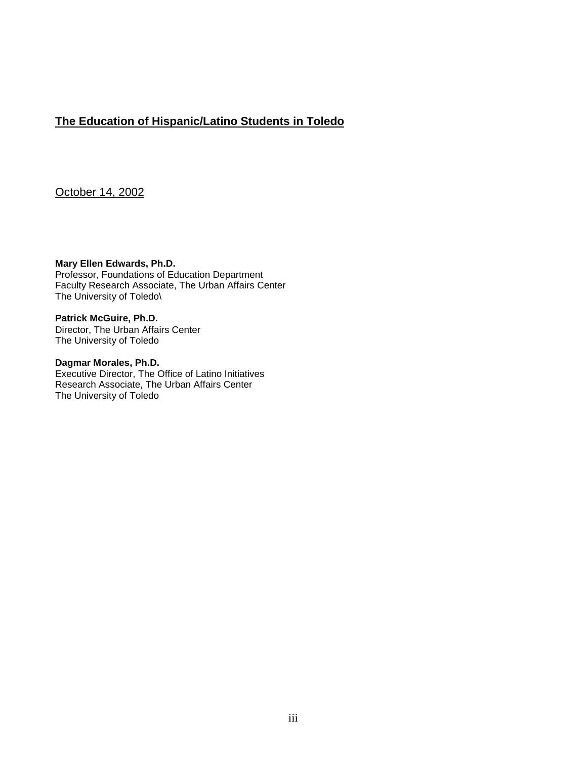# The Education of Hispanic/Latino Students in Toledo

October 14, 2002

**Mary Ellen Edwards, Ph.D.**
Professor, Foundations of Education Department
Faculty Research Associate, The Urban Affairs Center
The University of Toledo\

**Patrick McGuire, Ph.D.**
Director, The Urban Affairs Center
The University of Toledo

**Dagmar Morales, Ph.D.**
Executive Director, The Office of Latino Initiatives
Research Associate, The Urban Affairs Center
The University of Toledo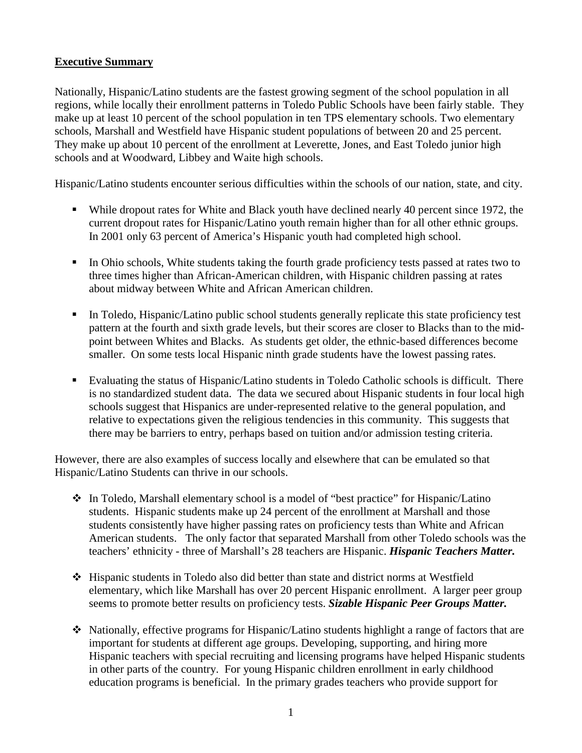**Executive Summary**

Nationally, Hispanic/Latino students are the fastest growing segment of the school population in all regions, while locally their enrollment patterns in Toledo Public Schools have been fairly stable. They make up at least 10 percent of the school population in ten TPS elementary schools. Two elementary schools, Marshall and Westfield have Hispanic student populations of between 20 and 25 percent. They make up about 10 percent of the enrollment at Leverette, Jones, and East Toledo junior high schools and at Woodward, Libbey and Waite high schools.

Hispanic/Latino students encounter serious difficulties within the schools of our nation, state, and city.

- While dropout rates for White and Black youth have declined nearly 40 percent since 1972, the current dropout rates for Hispanic/Latino youth remain higher than for all other ethnic groups. In 2001 only 63 percent of America's Hispanic youth had completed high school.

- In Ohio schools, White students taking the fourth grade proficiency tests passed at rates two to three times higher than African-American children, with Hispanic children passing at rates about midway between White and African American children.

- In Toledo, Hispanic/Latino public school students generally replicate this state proficiency test pattern at the fourth and sixth grade levels, but their scores are closer to Blacks than to the mid-point between Whites and Blacks. As students get older, the ethnic-based differences become smaller. On some tests local Hispanic ninth grade students have the lowest passing rates.

- Evaluating the status of Hispanic/Latino students in Toledo Catholic schools is difficult. There is no standardized student data. The data we secured about Hispanic students in four local high schools suggest that Hispanics are under-represented relative to the general population, and relative to expectations given the religious tendencies in this community. This suggests that there may be barriers to entry, perhaps based on tuition and/or admission testing criteria.

However, there are also examples of success locally and elsewhere that can be emulated so that Hispanic/Latino Students can thrive in our schools.

- In Toledo, Marshall elementary school is a model of "best practice" for Hispanic/Latino students. Hispanic students make up 24 percent of the enrollment at Marshall and those students consistently have higher passing rates on proficiency tests than White and African American students. The only factor that separated Marshall from other Toledo schools was the teachers' ethnicity - three of Marshall's 28 teachers are Hispanic. ***Hispanic Teachers Matter.***

- Hispanic students in Toledo also did better than state and district norms at Westfield elementary, which like Marshall has over 20 percent Hispanic enrollment. A larger peer group seems to promote better results on proficiency tests. ***Sizable Hispanic Peer Groups Matter.***

- Nationally, effective programs for Hispanic/Latino students highlight a range of factors that are important for students at different age groups. Developing, supporting, and hiring more Hispanic teachers with special recruiting and licensing programs have helped Hispanic students in other parts of the country. For young Hispanic children enrollment in early childhood education programs is beneficial. In the primary grades teachers who provide support for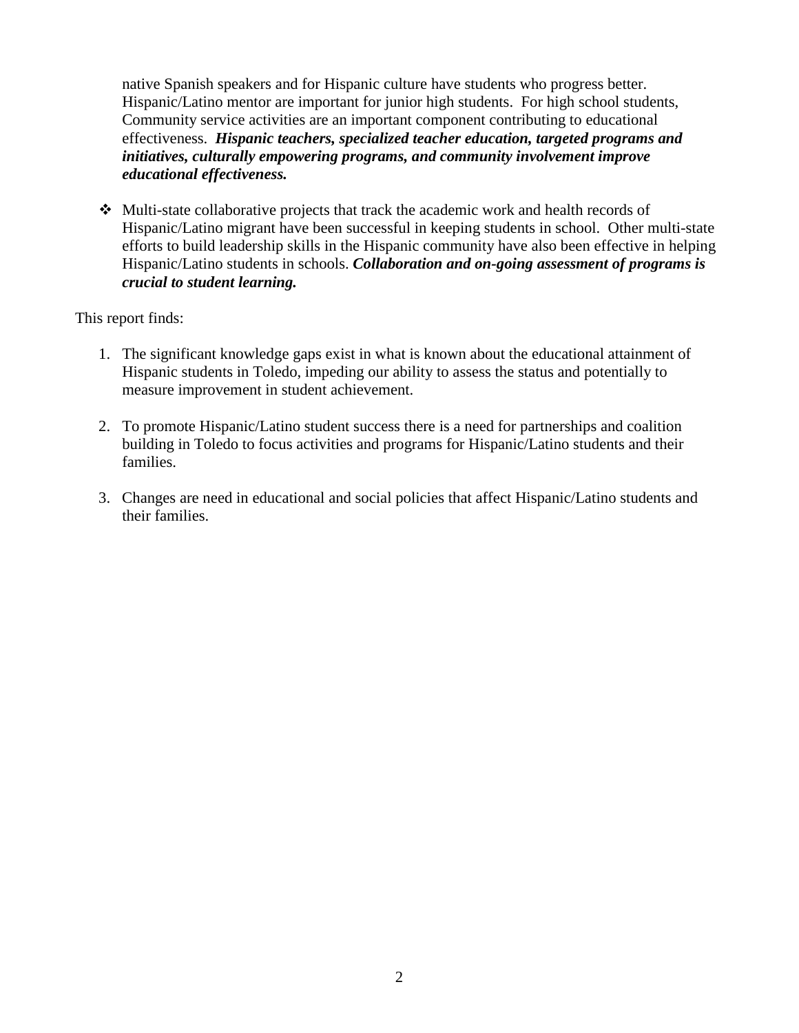native Spanish speakers and for Hispanic culture have students who progress better. Hispanic/Latino mentor are important for junior high students. For high school students, Community service activities are an important component contributing to educational effectiveness. ***Hispanic teachers, specialized teacher education, targeted programs and initiatives, culturally empowering programs, and community involvement improve educational effectiveness.***

- Multi-state collaborative projects that track the academic work and health records of Hispanic/Latino migrant have been successful in keeping students in school. Other multi-state efforts to build leadership skills in the Hispanic community have also been effective in helping Hispanic/Latino students in schools. ***Collaboration and on-going assessment of programs is crucial to student learning.***

This report finds:

1. The significant knowledge gaps exist in what is known about the educational attainment of Hispanic students in Toledo, impeding our ability to assess the status and potentially to measure improvement in student achievement.

2. To promote Hispanic/Latino student success there is a need for partnerships and coalition building in Toledo to focus activities and programs for Hispanic/Latino students and their families.

3. Changes are need in educational and social policies that affect Hispanic/Latino students and their families.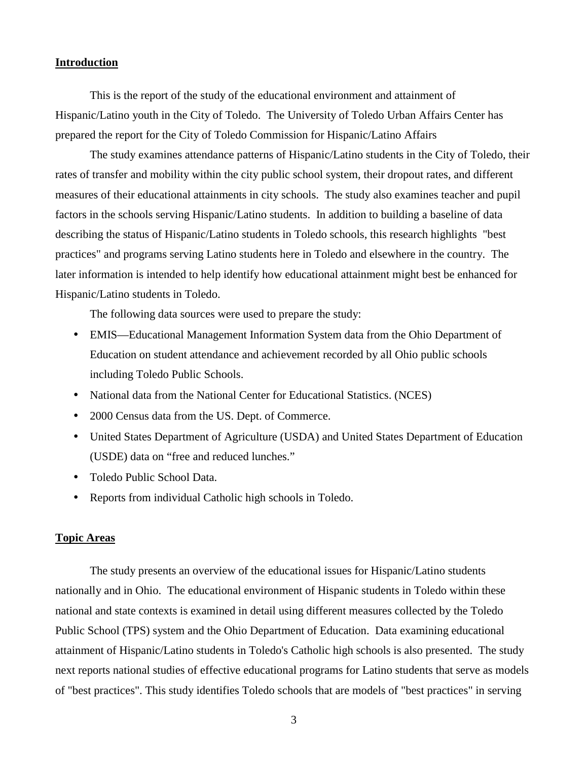## Introduction

This is the report of the study of the educational environment and attainment of Hispanic/Latino youth in the City of Toledo. The University of Toledo Urban Affairs Center has prepared the report for the City of Toledo Commission for Hispanic/Latino Affairs

The study examines attendance patterns of Hispanic/Latino students in the City of Toledo, their rates of transfer and mobility within the city public school system, their dropout rates, and different measures of their educational attainments in city schools. The study also examines teacher and pupil factors in the schools serving Hispanic/Latino students. In addition to building a baseline of data describing the status of Hispanic/Latino students in Toledo schools, this research highlights "best practices" and programs serving Latino students here in Toledo and elsewhere in the country. The later information is intended to help identify how educational attainment might best be enhanced for Hispanic/Latino students in Toledo.

The following data sources were used to prepare the study:

- EMIS—Educational Management Information System data from the Ohio Department of Education on student attendance and achievement recorded by all Ohio public schools including Toledo Public Schools.
- National data from the National Center for Educational Statistics. (NCES)
- 2000 Census data from the US. Dept. of Commerce.
- United States Department of Agriculture (USDA) and United States Department of Education (USDE) data on "free and reduced lunches."
- Toledo Public School Data.
- Reports from individual Catholic high schools in Toledo.

## Topic Areas

The study presents an overview of the educational issues for Hispanic/Latino students nationally and in Ohio. The educational environment of Hispanic students in Toledo within these national and state contexts is examined in detail using different measures collected by the Toledo Public School (TPS) system and the Ohio Department of Education. Data examining educational attainment of Hispanic/Latino students in Toledo's Catholic high schools is also presented. The study next reports national studies of effective educational programs for Latino students that serve as models of "best practices". This study identifies Toledo schools that are models of "best practices" in serving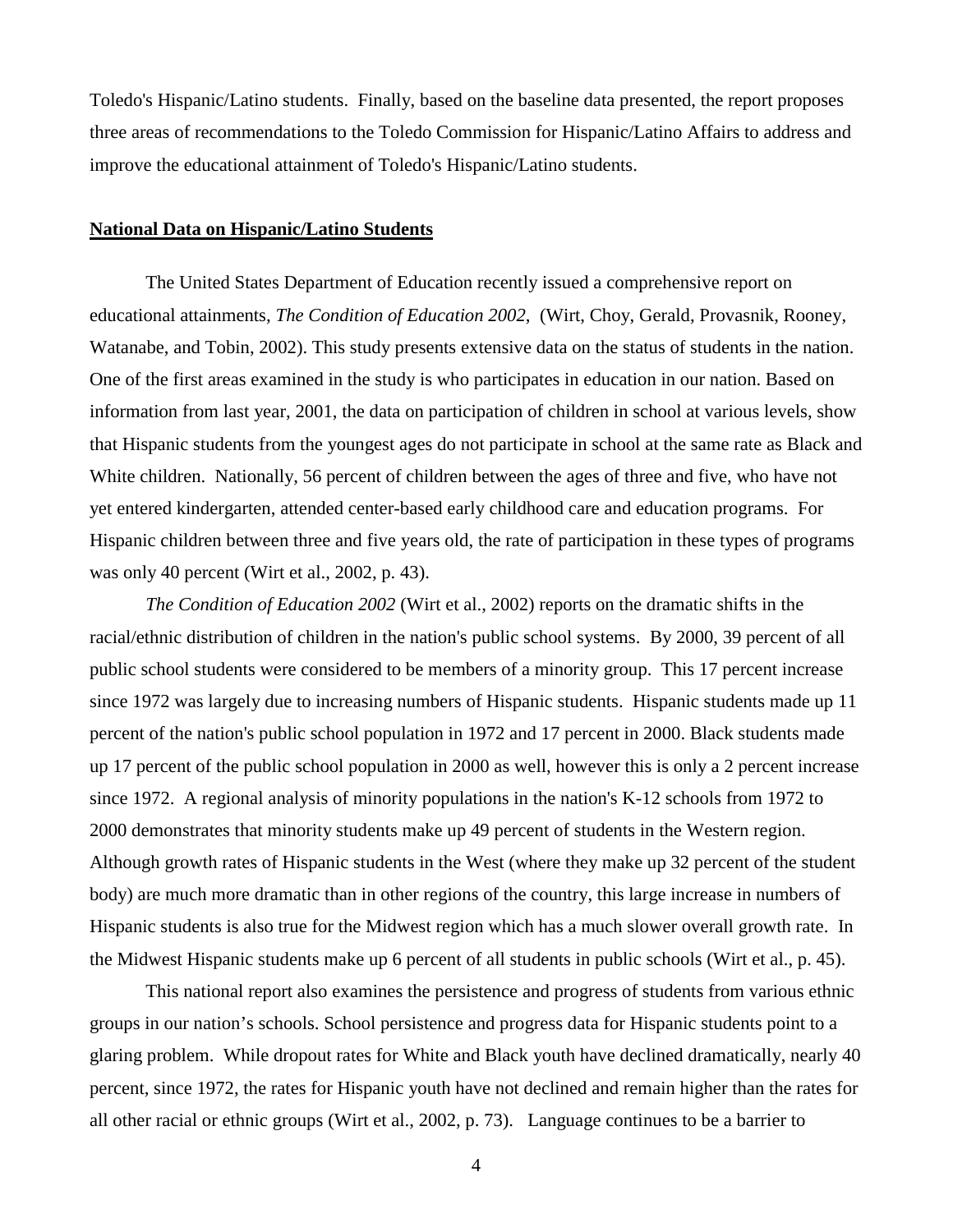Toledo's Hispanic/Latino students. Finally, based on the baseline data presented, the report proposes three areas of recommendations to the Toledo Commission for Hispanic/Latino Affairs to address and improve the educational attainment of Toledo's Hispanic/Latino students.

## National Data on Hispanic/Latino Students

The United States Department of Education recently issued a comprehensive report on educational attainments, *The Condition of Education 2002*, (Wirt, Choy, Gerald, Provasnik, Rooney, Watanabe, and Tobin, 2002). This study presents extensive data on the status of students in the nation. One of the first areas examined in the study is who participates in education in our nation. Based on information from last year, 2001, the data on participation of children in school at various levels, show that Hispanic students from the youngest ages do not participate in school at the same rate as Black and White children. Nationally, 56 percent of children between the ages of three and five, who have not yet entered kindergarten, attended center-based early childhood care and education programs. For Hispanic children between three and five years old, the rate of participation in these types of programs was only 40 percent (Wirt et al., 2002, p. 43).

*The Condition of Education 2002* (Wirt et al., 2002) reports on the dramatic shifts in the racial/ethnic distribution of children in the nation's public school systems. By 2000, 39 percent of all public school students were considered to be members of a minority group. This 17 percent increase since 1972 was largely due to increasing numbers of Hispanic students. Hispanic students made up 11 percent of the nation's public school population in 1972 and 17 percent in 2000. Black students made up 17 percent of the public school population in 2000 as well, however this is only a 2 percent increase since 1972. A regional analysis of minority populations in the nation's K-12 schools from 1972 to 2000 demonstrates that minority students make up 49 percent of students in the Western region. Although growth rates of Hispanic students in the West (where they make up 32 percent of the student body) are much more dramatic than in other regions of the country, this large increase in numbers of Hispanic students is also true for the Midwest region which has a much slower overall growth rate. In the Midwest Hispanic students make up 6 percent of all students in public schools (Wirt et al., p. 45).

This national report also examines the persistence and progress of students from various ethnic groups in our nation's schools. School persistence and progress data for Hispanic students point to a glaring problem. While dropout rates for White and Black youth have declined dramatically, nearly 40 percent, since 1972, the rates for Hispanic youth have not declined and remain higher than the rates for all other racial or ethnic groups (Wirt et al., 2002, p. 73). Language continues to be a barrier to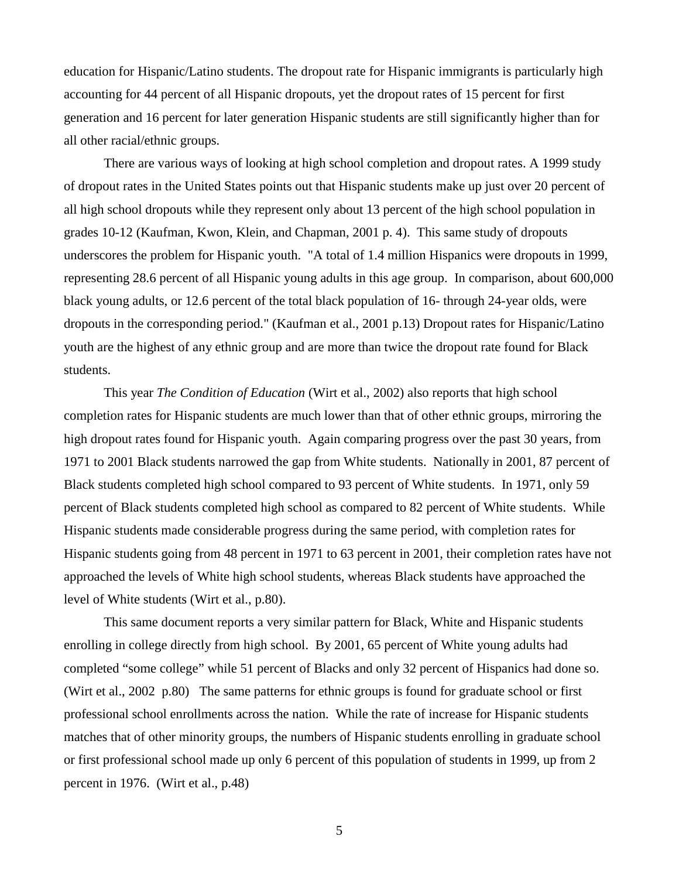education for Hispanic/Latino students. The dropout rate for Hispanic immigrants is particularly high accounting for 44 percent of all Hispanic dropouts, yet the dropout rates of 15 percent for first generation and 16 percent for later generation Hispanic students are still significantly higher than for all other racial/ethnic groups.

There are various ways of looking at high school completion and dropout rates. A 1999 study of dropout rates in the United States points out that Hispanic students make up just over 20 percent of all high school dropouts while they represent only about 13 percent of the high school population in grades 10-12 (Kaufman, Kwon, Klein, and Chapman, 2001 p. 4). This same study of dropouts underscores the problem for Hispanic youth. "A total of 1.4 million Hispanics were dropouts in 1999, representing 28.6 percent of all Hispanic young adults in this age group. In comparison, about 600,000 black young adults, or 12.6 percent of the total black population of 16- through 24-year olds, were dropouts in the corresponding period." (Kaufman et al., 2001 p.13) Dropout rates for Hispanic/Latino youth are the highest of any ethnic group and are more than twice the dropout rate found for Black students.

This year *The Condition of Education* (Wirt et al., 2002) also reports that high school completion rates for Hispanic students are much lower than that of other ethnic groups, mirroring the high dropout rates found for Hispanic youth. Again comparing progress over the past 30 years, from 1971 to 2001 Black students narrowed the gap from White students. Nationally in 2001, 87 percent of Black students completed high school compared to 93 percent of White students. In 1971, only 59 percent of Black students completed high school as compared to 82 percent of White students. While Hispanic students made considerable progress during the same period, with completion rates for Hispanic students going from 48 percent in 1971 to 63 percent in 2001, their completion rates have not approached the levels of White high school students, whereas Black students have approached the level of White students (Wirt et al., p.80).

This same document reports a very similar pattern for Black, White and Hispanic students enrolling in college directly from high school. By 2001, 65 percent of White young adults had completed "some college" while 51 percent of Blacks and only 32 percent of Hispanics had done so. (Wirt et al., 2002 p.80) The same patterns for ethnic groups is found for graduate school or first professional school enrollments across the nation. While the rate of increase for Hispanic students matches that of other minority groups, the numbers of Hispanic students enrolling in graduate school or first professional school made up only 6 percent of this population of students in 1999, up from 2 percent in 1976. (Wirt et al., p.48)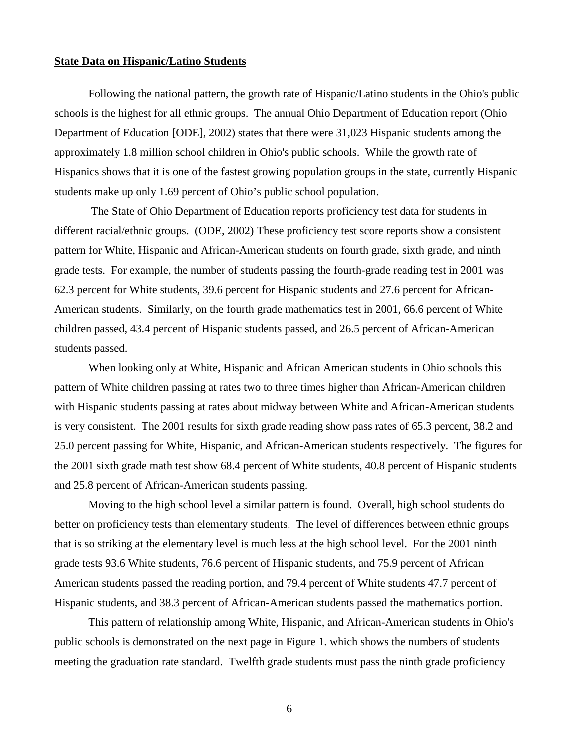**State Data on Hispanic/Latino Students**

Following the national pattern, the growth rate of Hispanic/Latino students in the Ohio's public schools is the highest for all ethnic groups. The annual Ohio Department of Education report (Ohio Department of Education [ODE], 2002) states that there were 31,023 Hispanic students among the approximately 1.8 million school children in Ohio's public schools. While the growth rate of Hispanics shows that it is one of the fastest growing population groups in the state, currently Hispanic students make up only 1.69 percent of Ohio's public school population.

The State of Ohio Department of Education reports proficiency test data for students in different racial/ethnic groups. (ODE, 2002) These proficiency test score reports show a consistent pattern for White, Hispanic and African-American students on fourth grade, sixth grade, and ninth grade tests. For example, the number of students passing the fourth-grade reading test in 2001 was 62.3 percent for White students, 39.6 percent for Hispanic students and 27.6 percent for African-American students. Similarly, on the fourth grade mathematics test in 2001, 66.6 percent of White children passed, 43.4 percent of Hispanic students passed, and 26.5 percent of African-American students passed.

When looking only at White, Hispanic and African American students in Ohio schools this pattern of White children passing at rates two to three times higher than African-American children with Hispanic students passing at rates about midway between White and African-American students is very consistent. The 2001 results for sixth grade reading show pass rates of 65.3 percent, 38.2 and 25.0 percent passing for White, Hispanic, and African-American students respectively. The figures for the 2001 sixth grade math test show 68.4 percent of White students, 40.8 percent of Hispanic students and 25.8 percent of African-American students passing.

Moving to the high school level a similar pattern is found. Overall, high school students do better on proficiency tests than elementary students. The level of differences between ethnic groups that is so striking at the elementary level is much less at the high school level. For the 2001 ninth grade tests 93.6 White students, 76.6 percent of Hispanic students, and 75.9 percent of African American students passed the reading portion, and 79.4 percent of White students 47.7 percent of Hispanic students, and 38.3 percent of African-American students passed the mathematics portion.

This pattern of relationship among White, Hispanic, and African-American students in Ohio's public schools is demonstrated on the next page in Figure 1. which shows the numbers of students meeting the graduation rate standard. Twelfth grade students must pass the ninth grade proficiency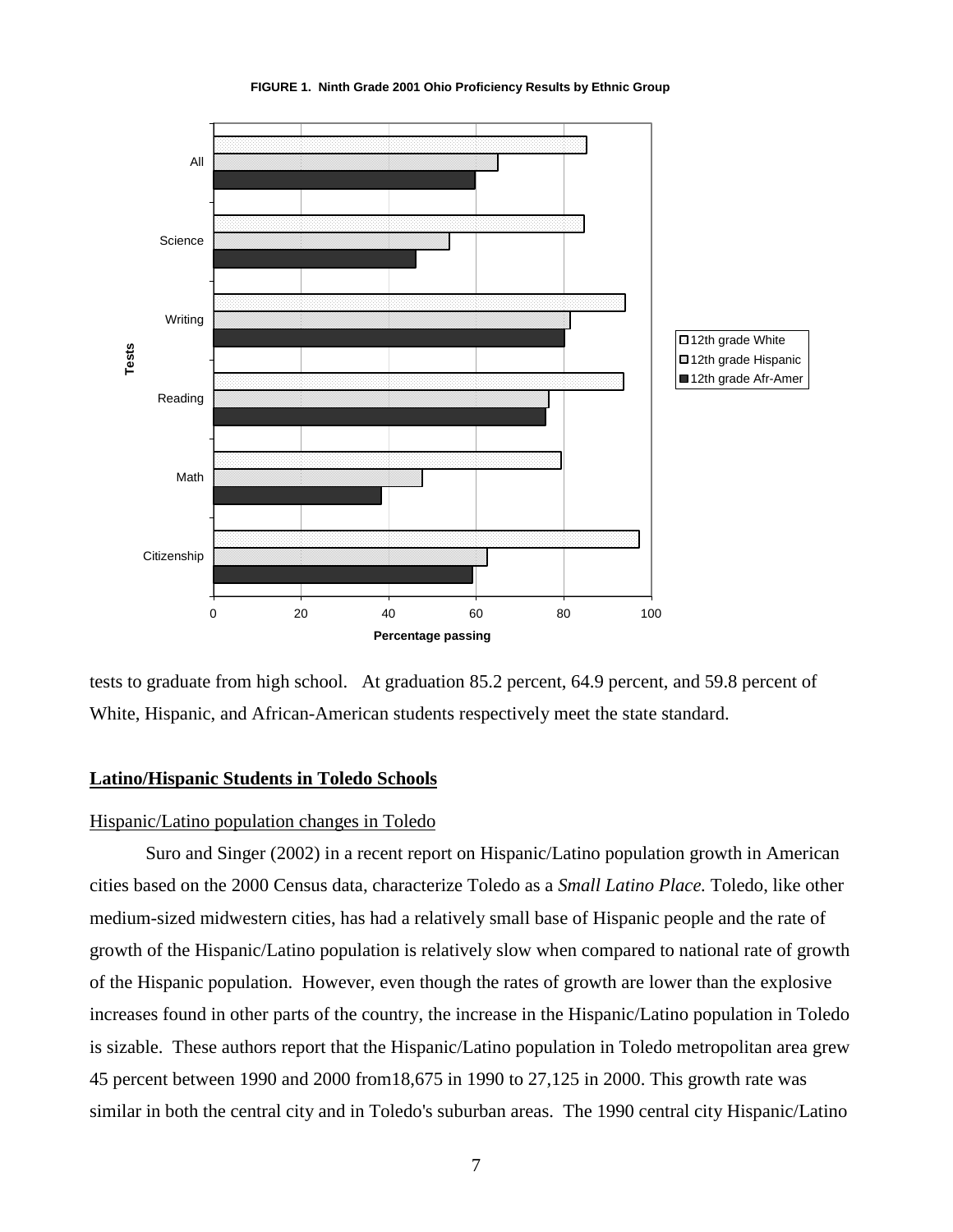**FIGURE 1. Ninth Grade 2001 Ohio Proficiency Results by Ethnic Group**

tests to graduate from high school. At graduation 85.2 percent, 64.9 percent, and 59.8 percent of White, Hispanic, and African-American students respectively meet the state standard.

## Latino/Hispanic Students in Toledo Schools

### Hispanic/Latino population changes in Toledo

Suro and Singer (2002) in a recent report on Hispanic/Latino population growth in American cities based on the 2000 Census data, characterize Toledo as a *Small Latino Place.* Toledo, like other medium-sized midwestern cities, has had a relatively small base of Hispanic people and the rate of growth of the Hispanic/Latino population is relatively slow when compared to national rate of growth of the Hispanic population. However, even though the rates of growth are lower than the explosive increases found in other parts of the country, the increase in the Hispanic/Latino population in Toledo is sizable. These authors report that the Hispanic/Latino population in Toledo metropolitan area grew 45 percent between 1990 and 2000 from18,675 in 1990 to 27,125 in 2000. This growth rate was similar in both the central city and in Toledo's suburban areas. The 1990 central city Hispanic/Latino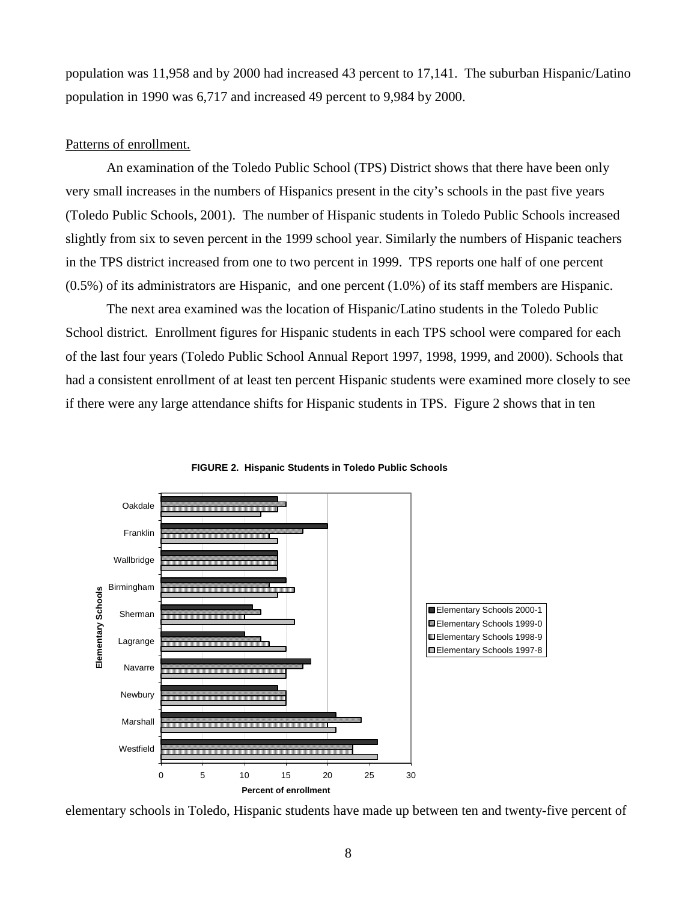population was 11,958 and by 2000 had increased 43 percent to 17,141. The suburban Hispanic/Latino population in 1990 was 6,717 and increased 49 percent to 9,984 by 2000.

Patterns of enrollment.

An examination of the Toledo Public School (TPS) District shows that there have been only very small increases in the numbers of Hispanics present in the city's schools in the past five years (Toledo Public Schools, 2001). The number of Hispanic students in Toledo Public Schools increased slightly from six to seven percent in the 1999 school year. Similarly the numbers of Hispanic teachers in the TPS district increased from one to two percent in 1999. TPS reports one half of one percent (0.5%) of its administrators are Hispanic, and one percent (1.0%) of its staff members are Hispanic.

The next area examined was the location of Hispanic/Latino students in the Toledo Public School district. Enrollment figures for Hispanic students in each TPS school were compared for each of the last four years (Toledo Public School Annual Report 1997, 1998, 1999, and 2000). Schools that had a consistent enrollment of at least ten percent Hispanic students were examined more closely to see if there were any large attendance shifts for Hispanic students in TPS. Figure 2 shows that in ten

**FIGURE 2. Hispanic Students in Toledo Public Schools**

| Elementary Schools | 2000-1 | 1999-0 | 1998-9 | 1997-8 |
|---|---|---|---|---|
| Oakdale | 14 | 15 | 14 | 12 |
| Franklin | 20 | 17 | 13 | 14 |
| Wallbridge | 14 | 14 | 14 | 14 |
| Birmingham | 15 | 13 | 16 | 14 |
| Sherman | 11 | 12 | 10 | 16 |
| Lagrange | 10 | 12 | 13 | 15 |
| Navarre | 18 | 17 | 15 | 15 |
| Newbury | 14 | 15 | 15 | 15 |
| Marshall | 21 | 24 | 20 | 21 |
| Westfield | 26 | 23 | 23 | 26 |

Percent of enrollment

elementary schools in Toledo, Hispanic students have made up between ten and twenty-five percent of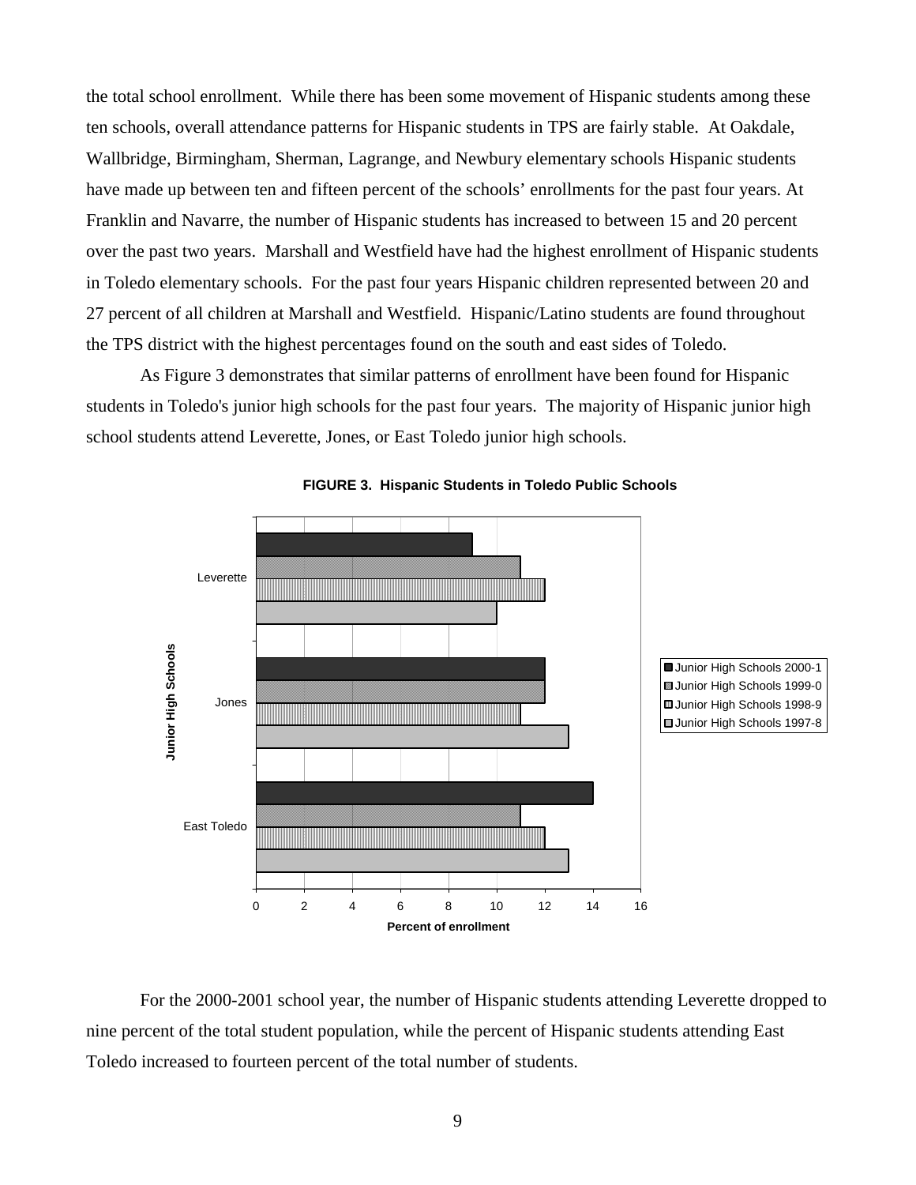the total school enrollment. While there has been some movement of Hispanic students among these ten schools, overall attendance patterns for Hispanic students in TPS are fairly stable. At Oakdale, Wallbridge, Birmingham, Sherman, Lagrange, and Newbury elementary schools Hispanic students have made up between ten and fifteen percent of the schools' enrollments for the past four years. At Franklin and Navarre, the number of Hispanic students has increased to between 15 and 20 percent over the past two years. Marshall and Westfield have had the highest enrollment of Hispanic students in Toledo elementary schools. For the past four years Hispanic children represented between 20 and 27 percent of all children at Marshall and Westfield. Hispanic/Latino students are found throughout the TPS district with the highest percentages found on the south and east sides of Toledo.

As Figure 3 demonstrates that similar patterns of enrollment have been found for Hispanic students in Toledo's junior high schools for the past four years. The majority of Hispanic junior high school students attend Leverette, Jones, or East Toledo junior high schools.

**FIGURE 3. Hispanic Students in Toledo Public Schools**

| Junior High Schools | Junior High Schools 2000-1 | Junior High Schools 1999-0 | Junior High Schools 1998-9 | Junior High Schools 1997-8 |
|---|---|---|---|---|
| Leverette | 9 | 11 | 12 | 10 |
| Jones | 12 | 12 | 11 | 13 |
| East Toledo | 14 | 11 | 12 | 13 |

Percent of enrollment

For the 2000-2001 school year, the number of Hispanic students attending Leverette dropped to nine percent of the total student population, while the percent of Hispanic students attending East Toledo increased to fourteen percent of the total number of students.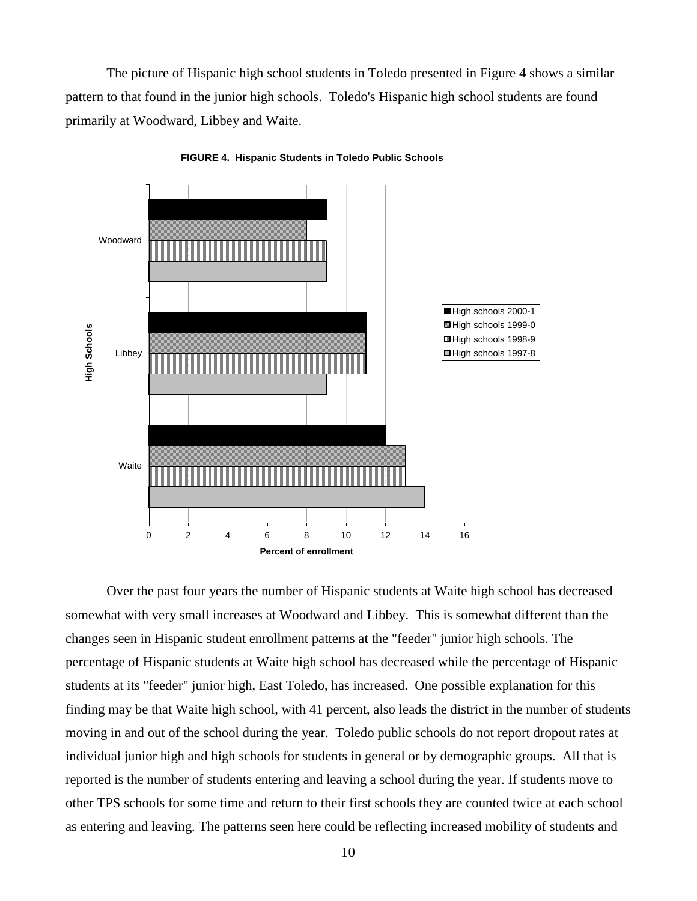The picture of Hispanic high school students in Toledo presented in Figure 4 shows a similar pattern to that found in the junior high schools. Toledo's Hispanic high school students are found primarily at Woodward, Libbey and Waite.

**FIGURE 4. Hispanic Students in Toledo Public Schools**

Over the past four years the number of Hispanic students at Waite high school has decreased somewhat with very small increases at Woodward and Libbey. This is somewhat different than the changes seen in Hispanic student enrollment patterns at the "feeder" junior high schools. The percentage of Hispanic students at Waite high school has decreased while the percentage of Hispanic students at its "feeder" junior high, East Toledo, has increased. One possible explanation for this finding may be that Waite high school, with 41 percent, also leads the district in the number of students moving in and out of the school during the year. Toledo public schools do not report dropout rates at individual junior high and high schools for students in general or by demographic groups. All that is reported is the number of students entering and leaving a school during the year. If students move to other TPS schools for some time and return to their first schools they are counted twice at each school as entering and leaving. The patterns seen here could be reflecting increased mobility of students and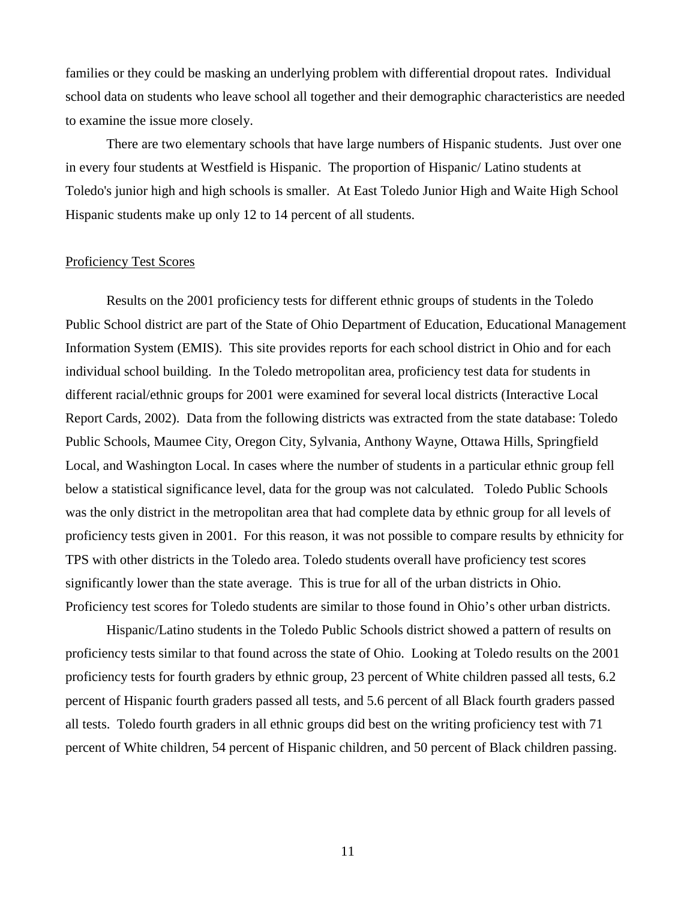families or they could be masking an underlying problem with differential dropout rates. Individual school data on students who leave school all together and their demographic characteristics are needed to examine the issue more closely.

There are two elementary schools that have large numbers of Hispanic students. Just over one in every four students at Westfield is Hispanic. The proportion of Hispanic/ Latino students at Toledo's junior high and high schools is smaller. At East Toledo Junior High and Waite High School Hispanic students make up only 12 to 14 percent of all students.

## Proficiency Test Scores

Results on the 2001 proficiency tests for different ethnic groups of students in the Toledo Public School district are part of the State of Ohio Department of Education, Educational Management Information System (EMIS). This site provides reports for each school district in Ohio and for each individual school building. In the Toledo metropolitan area, proficiency test data for students in different racial/ethnic groups for 2001 were examined for several local districts (Interactive Local Report Cards, 2002). Data from the following districts was extracted from the state database: Toledo Public Schools, Maumee City, Oregon City, Sylvania, Anthony Wayne, Ottawa Hills, Springfield Local, and Washington Local. In cases where the number of students in a particular ethnic group fell below a statistical significance level, data for the group was not calculated. Toledo Public Schools was the only district in the metropolitan area that had complete data by ethnic group for all levels of proficiency tests given in 2001. For this reason, it was not possible to compare results by ethnicity for TPS with other districts in the Toledo area. Toledo students overall have proficiency test scores significantly lower than the state average. This is true for all of the urban districts in Ohio. Proficiency test scores for Toledo students are similar to those found in Ohio's other urban districts.

Hispanic/Latino students in the Toledo Public Schools district showed a pattern of results on proficiency tests similar to that found across the state of Ohio. Looking at Toledo results on the 2001 proficiency tests for fourth graders by ethnic group, 23 percent of White children passed all tests, 6.2 percent of Hispanic fourth graders passed all tests, and 5.6 percent of all Black fourth graders passed all tests. Toledo fourth graders in all ethnic groups did best on the writing proficiency test with 71 percent of White children, 54 percent of Hispanic children, and 50 percent of Black children passing.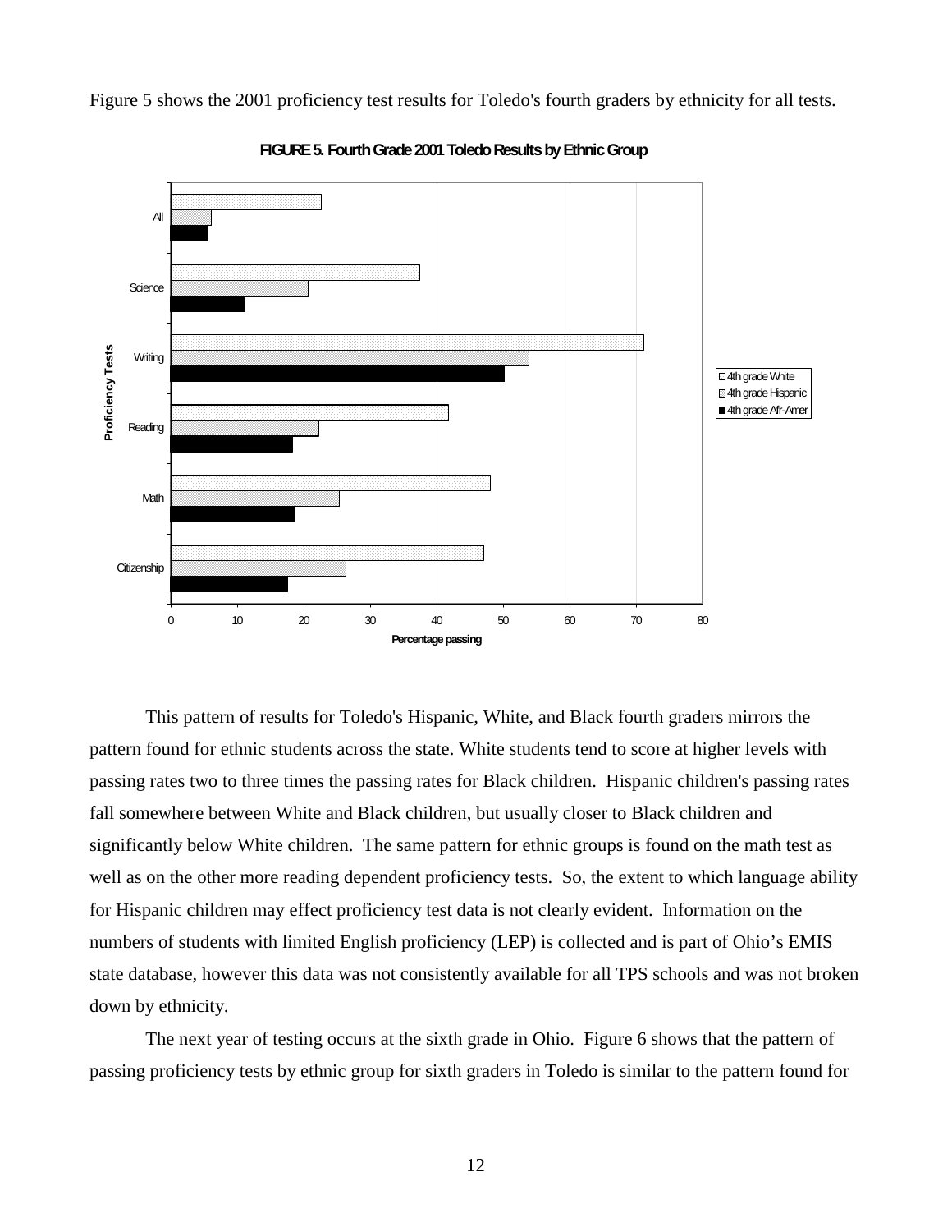Figure 5 shows the 2001 proficiency test results for Toledo's fourth graders by ethnicity for all tests.

**FIGURE 5. Fourth Grade 2001 Toledo Results by Ethnic Group**

This pattern of results for Toledo's Hispanic, White, and Black fourth graders mirrors the pattern found for ethnic students across the state. White students tend to score at higher levels with passing rates two to three times the passing rates for Black children. Hispanic children's passing rates fall somewhere between White and Black children, but usually closer to Black children and significantly below White children. The same pattern for ethnic groups is found on the math test as well as on the other more reading dependent proficiency tests. So, the extent to which language ability for Hispanic children may effect proficiency test data is not clearly evident. Information on the numbers of students with limited English proficiency (LEP) is collected and is part of Ohio's EMIS state database, however this data was not consistently available for all TPS schools and was not broken down by ethnicity.

The next year of testing occurs at the sixth grade in Ohio. Figure 6 shows that the pattern of passing proficiency tests by ethnic group for sixth graders in Toledo is similar to the pattern found for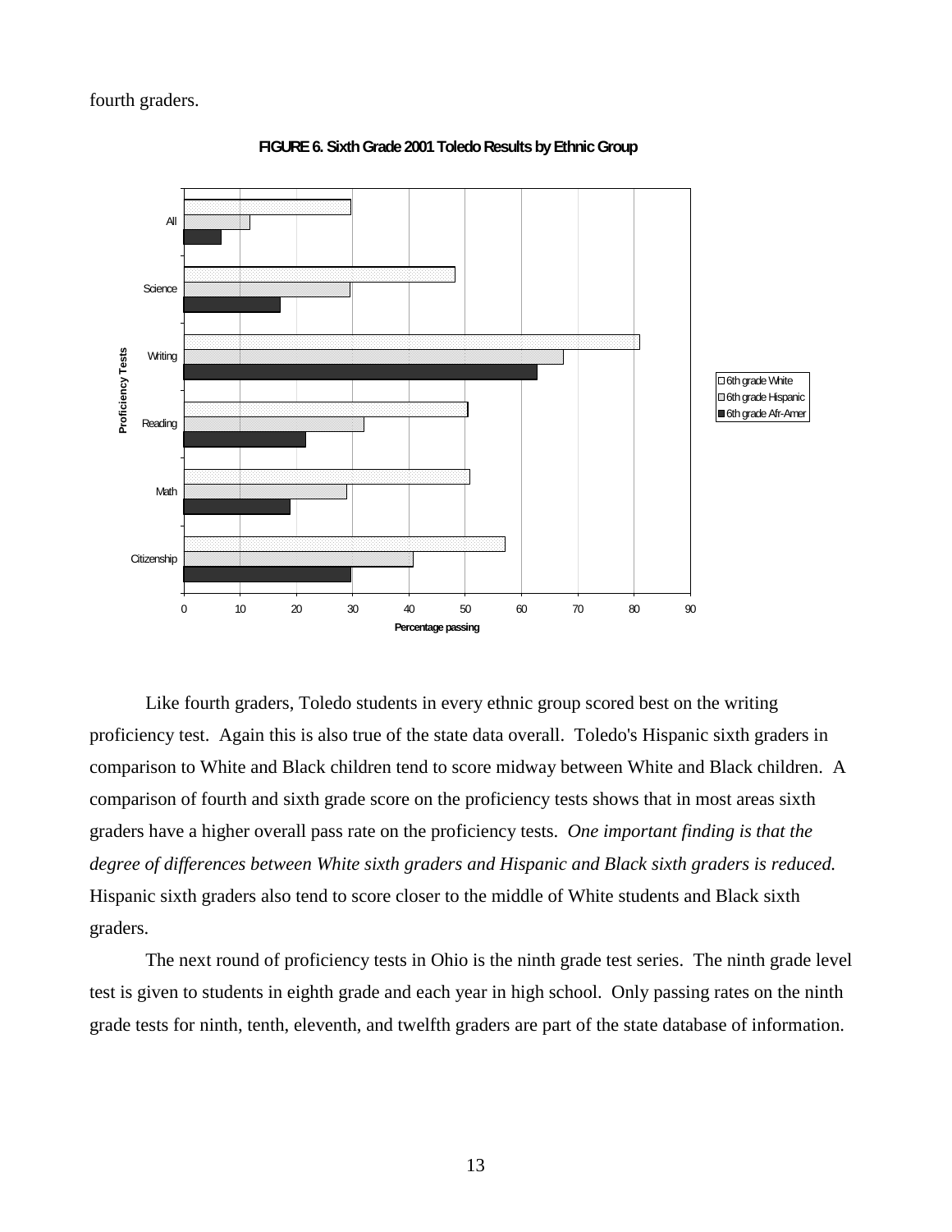fourth graders.

**FIGURE 6. Sixth Grade 2001 Toledo Results by Ethnic Group**

Like fourth graders, Toledo students in every ethnic group scored best on the writing proficiency test. Again this is also true of the state data overall. Toledo's Hispanic sixth graders in comparison to White and Black children tend to score midway between White and Black children. A comparison of fourth and sixth grade score on the proficiency tests shows that in most areas sixth graders have a higher overall pass rate on the proficiency tests. *One important finding is that the degree of differences between White sixth graders and Hispanic and Black sixth graders is reduced.* Hispanic sixth graders also tend to score closer to the middle of White students and Black sixth graders.

The next round of proficiency tests in Ohio is the ninth grade test series. The ninth grade level test is given to students in eighth grade and each year in high school. Only passing rates on the ninth grade tests for ninth, tenth, eleventh, and twelfth graders are part of the state database of information.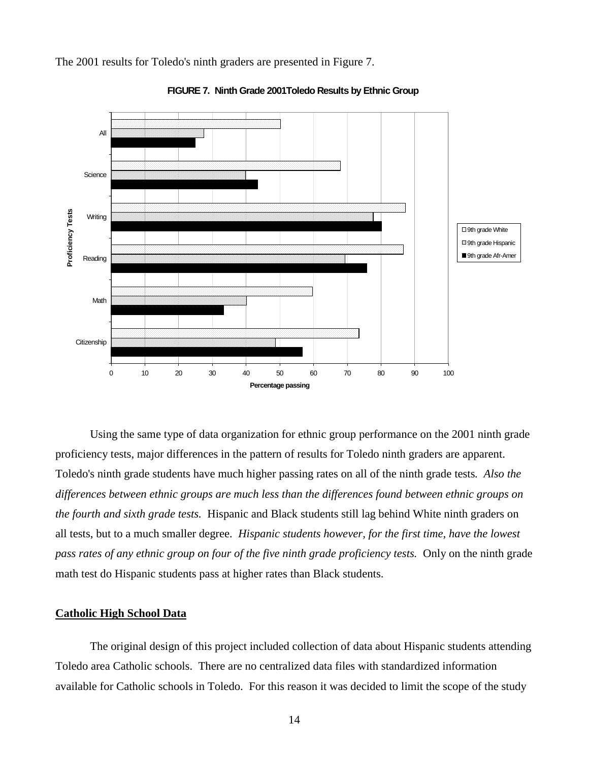The 2001 results for Toledo's ninth graders are presented in Figure 7.

**FIGURE 7. Ninth Grade 2001Toledo Results by Ethnic Group**

Using the same type of data organization for ethnic group performance on the 2001 ninth grade proficiency tests, major differences in the pattern of results for Toledo ninth graders are apparent. Toledo's ninth grade students have much higher passing rates on all of the ninth grade tests. *Also the differences between ethnic groups are much less than the differences found between ethnic groups on the fourth and sixth grade tests.* Hispanic and Black students still lag behind White ninth graders on all tests, but to a much smaller degree. *Hispanic students however, for the first time, have the lowest pass rates of any ethnic group on four of the five ninth grade proficiency tests.* Only on the ninth grade math test do Hispanic students pass at higher rates than Black students.

## Catholic High School Data

The original design of this project included collection of data about Hispanic students attending Toledo area Catholic schools. There are no centralized data files with standardized information available for Catholic schools in Toledo. For this reason it was decided to limit the scope of the study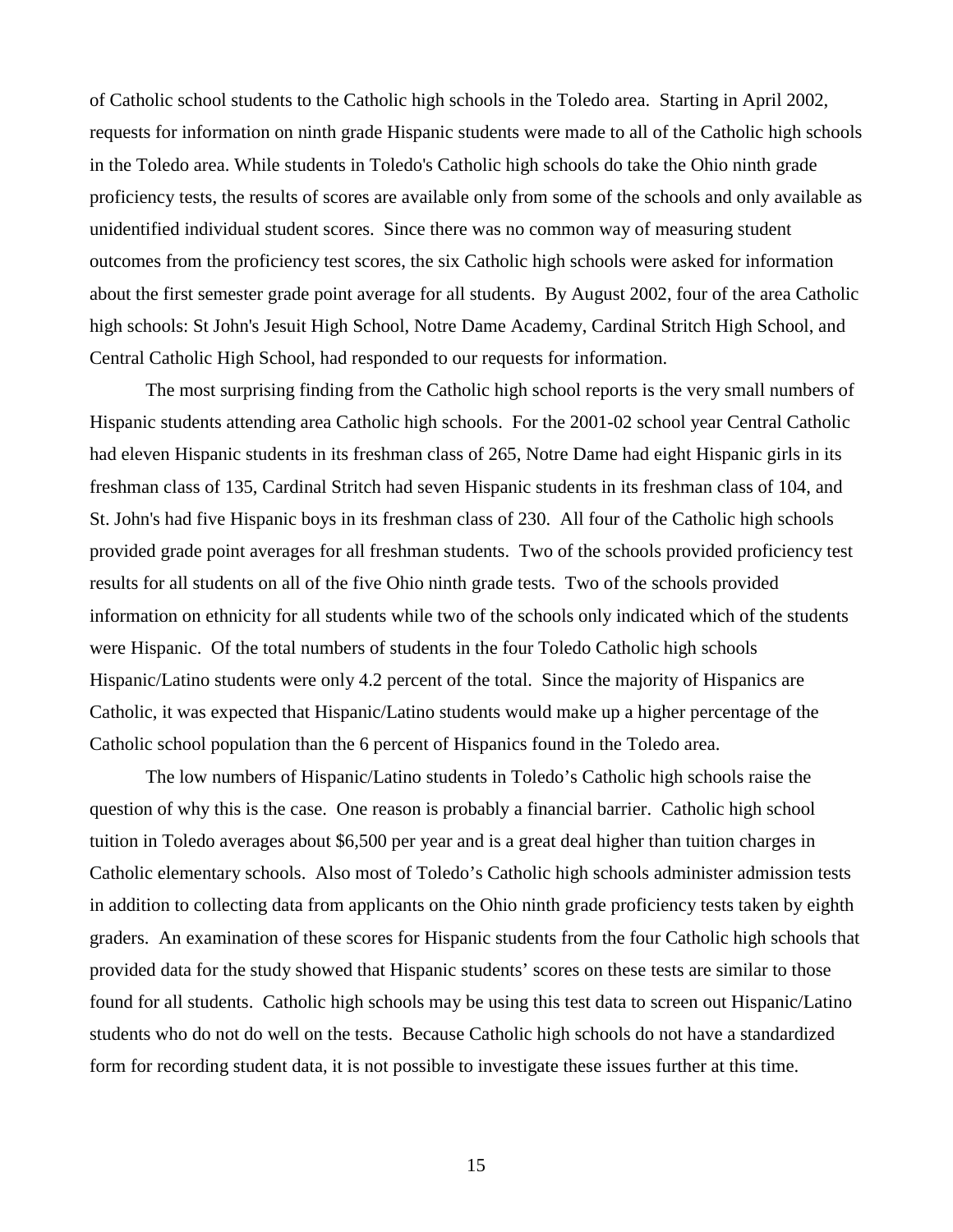of Catholic school students to the Catholic high schools in the Toledo area. Starting in April 2002, requests for information on ninth grade Hispanic students were made to all of the Catholic high schools in the Toledo area. While students in Toledo's Catholic high schools do take the Ohio ninth grade proficiency tests, the results of scores are available only from some of the schools and only available as unidentified individual student scores. Since there was no common way of measuring student outcomes from the proficiency test scores, the six Catholic high schools were asked for information about the first semester grade point average for all students. By August 2002, four of the area Catholic high schools: St John's Jesuit High School, Notre Dame Academy, Cardinal Stritch High School, and Central Catholic High School, had responded to our requests for information.

The most surprising finding from the Catholic high school reports is the very small numbers of Hispanic students attending area Catholic high schools. For the 2001-02 school year Central Catholic had eleven Hispanic students in its freshman class of 265, Notre Dame had eight Hispanic girls in its freshman class of 135, Cardinal Stritch had seven Hispanic students in its freshman class of 104, and St. John's had five Hispanic boys in its freshman class of 230. All four of the Catholic high schools provided grade point averages for all freshman students. Two of the schools provided proficiency test results for all students on all of the five Ohio ninth grade tests. Two of the schools provided information on ethnicity for all students while two of the schools only indicated which of the students were Hispanic. Of the total numbers of students in the four Toledo Catholic high schools Hispanic/Latino students were only 4.2 percent of the total. Since the majority of Hispanics are Catholic, it was expected that Hispanic/Latino students would make up a higher percentage of the Catholic school population than the 6 percent of Hispanics found in the Toledo area.

The low numbers of Hispanic/Latino students in Toledo's Catholic high schools raise the question of why this is the case. One reason is probably a financial barrier. Catholic high school tuition in Toledo averages about \$6,500 per year and is a great deal higher than tuition charges in Catholic elementary schools. Also most of Toledo's Catholic high schools administer admission tests in addition to collecting data from applicants on the Ohio ninth grade proficiency tests taken by eighth graders. An examination of these scores for Hispanic students from the four Catholic high schools that provided data for the study showed that Hispanic students' scores on these tests are similar to those found for all students. Catholic high schools may be using this test data to screen out Hispanic/Latino students who do not do well on the tests. Because Catholic high schools do not have a standardized form for recording student data, it is not possible to investigate these issues further at this time.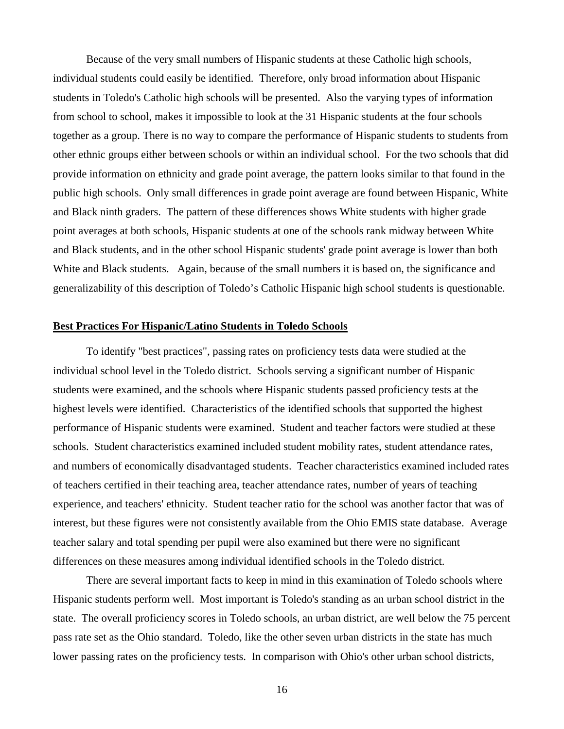Because of the very small numbers of Hispanic students at these Catholic high schools, individual students could easily be identified. Therefore, only broad information about Hispanic students in Toledo's Catholic high schools will be presented. Also the varying types of information from school to school, makes it impossible to look at the 31 Hispanic students at the four schools together as a group. There is no way to compare the performance of Hispanic students to students from other ethnic groups either between schools or within an individual school. For the two schools that did provide information on ethnicity and grade point average, the pattern looks similar to that found in the public high schools. Only small differences in grade point average are found between Hispanic, White and Black ninth graders. The pattern of these differences shows White students with higher grade point averages at both schools, Hispanic students at one of the schools rank midway between White and Black students, and in the other school Hispanic students' grade point average is lower than both White and Black students. Again, because of the small numbers it is based on, the significance and generalizability of this description of Toledo's Catholic Hispanic high school students is questionable.

## Best Practices For Hispanic/Latino Students in Toledo Schools

To identify "best practices", passing rates on proficiency tests data were studied at the individual school level in the Toledo district. Schools serving a significant number of Hispanic students were examined, and the schools where Hispanic students passed proficiency tests at the highest levels were identified. Characteristics of the identified schools that supported the highest performance of Hispanic students were examined. Student and teacher factors were studied at these schools. Student characteristics examined included student mobility rates, student attendance rates, and numbers of economically disadvantaged students. Teacher characteristics examined included rates of teachers certified in their teaching area, teacher attendance rates, number of years of teaching experience, and teachers' ethnicity. Student teacher ratio for the school was another factor that was of interest, but these figures were not consistently available from the Ohio EMIS state database. Average teacher salary and total spending per pupil were also examined but there were no significant differences on these measures among individual identified schools in the Toledo district.

There are several important facts to keep in mind in this examination of Toledo schools where Hispanic students perform well. Most important is Toledo's standing as an urban school district in the state. The overall proficiency scores in Toledo schools, an urban district, are well below the 75 percent pass rate set as the Ohio standard. Toledo, like the other seven urban districts in the state has much lower passing rates on the proficiency tests. In comparison with Ohio's other urban school districts,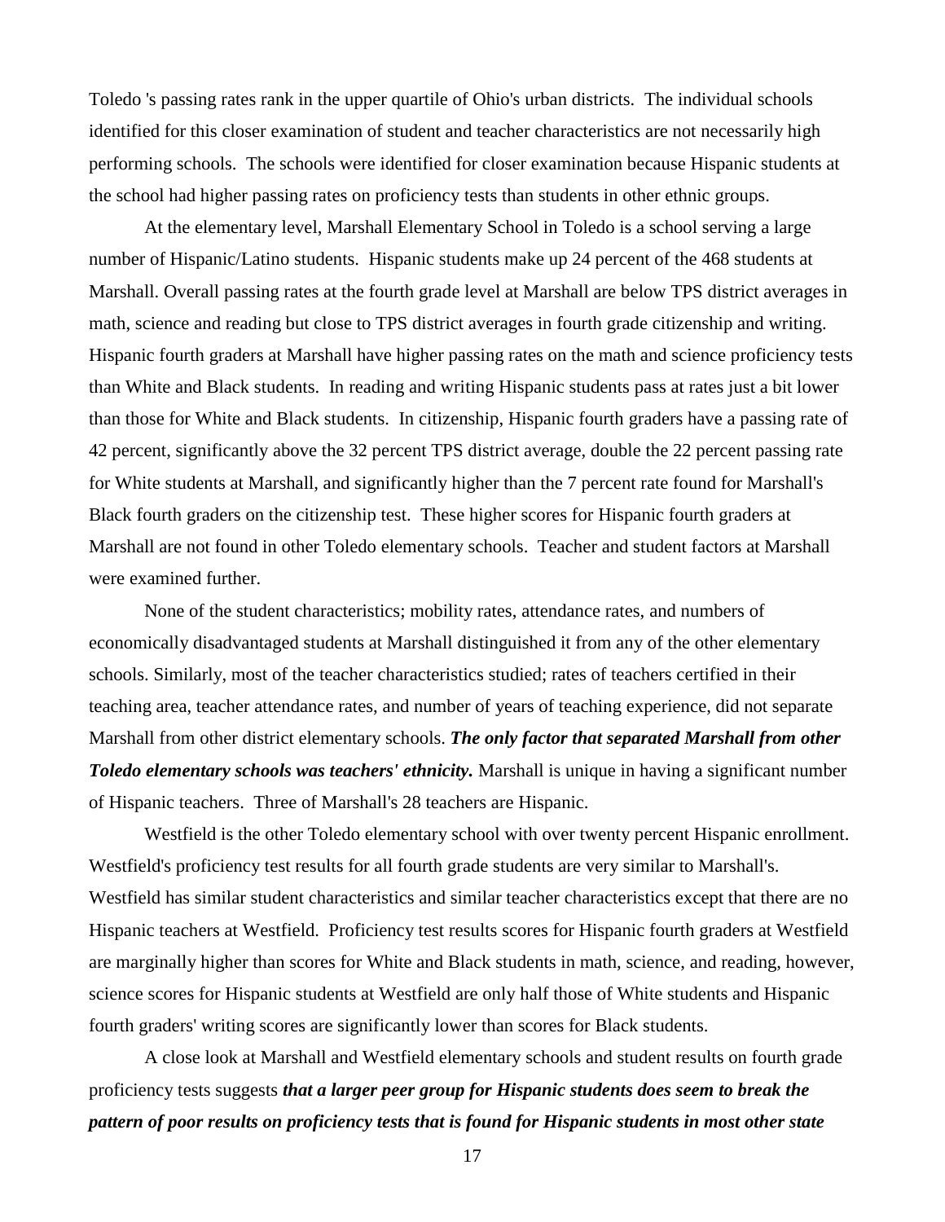Toledo 's passing rates rank in the upper quartile of Ohio's urban districts. The individual schools identified for this closer examination of student and teacher characteristics are not necessarily high performing schools. The schools were identified for closer examination because Hispanic students at the school had higher passing rates on proficiency tests than students in other ethnic groups.

At the elementary level, Marshall Elementary School in Toledo is a school serving a large number of Hispanic/Latino students. Hispanic students make up 24 percent of the 468 students at Marshall. Overall passing rates at the fourth grade level at Marshall are below TPS district averages in math, science and reading but close to TPS district averages in fourth grade citizenship and writing. Hispanic fourth graders at Marshall have higher passing rates on the math and science proficiency tests than White and Black students. In reading and writing Hispanic students pass at rates just a bit lower than those for White and Black students. In citizenship, Hispanic fourth graders have a passing rate of 42 percent, significantly above the 32 percent TPS district average, double the 22 percent passing rate for White students at Marshall, and significantly higher than the 7 percent rate found for Marshall's Black fourth graders on the citizenship test. These higher scores for Hispanic fourth graders at Marshall are not found in other Toledo elementary schools. Teacher and student factors at Marshall were examined further.

None of the student characteristics; mobility rates, attendance rates, and numbers of economically disadvantaged students at Marshall distinguished it from any of the other elementary schools. Similarly, most of the teacher characteristics studied; rates of teachers certified in their teaching area, teacher attendance rates, and number of years of teaching experience, did not separate Marshall from other district elementary schools. ***The only factor that separated Marshall from other Toledo elementary schools was teachers' ethnicity.*** Marshall is unique in having a significant number of Hispanic teachers. Three of Marshall's 28 teachers are Hispanic.

Westfield is the other Toledo elementary school with over twenty percent Hispanic enrollment. Westfield's proficiency test results for all fourth grade students are very similar to Marshall's. Westfield has similar student characteristics and similar teacher characteristics except that there are no Hispanic teachers at Westfield. Proficiency test results scores for Hispanic fourth graders at Westfield are marginally higher than scores for White and Black students in math, science, and reading, however, science scores for Hispanic students at Westfield are only half those of White students and Hispanic fourth graders' writing scores are significantly lower than scores for Black students.

A close look at Marshall and Westfield elementary schools and student results on fourth grade proficiency tests suggests ***that a larger peer group for Hispanic students does seem to break the pattern of poor results on proficiency tests that is found for Hispanic students in most other state***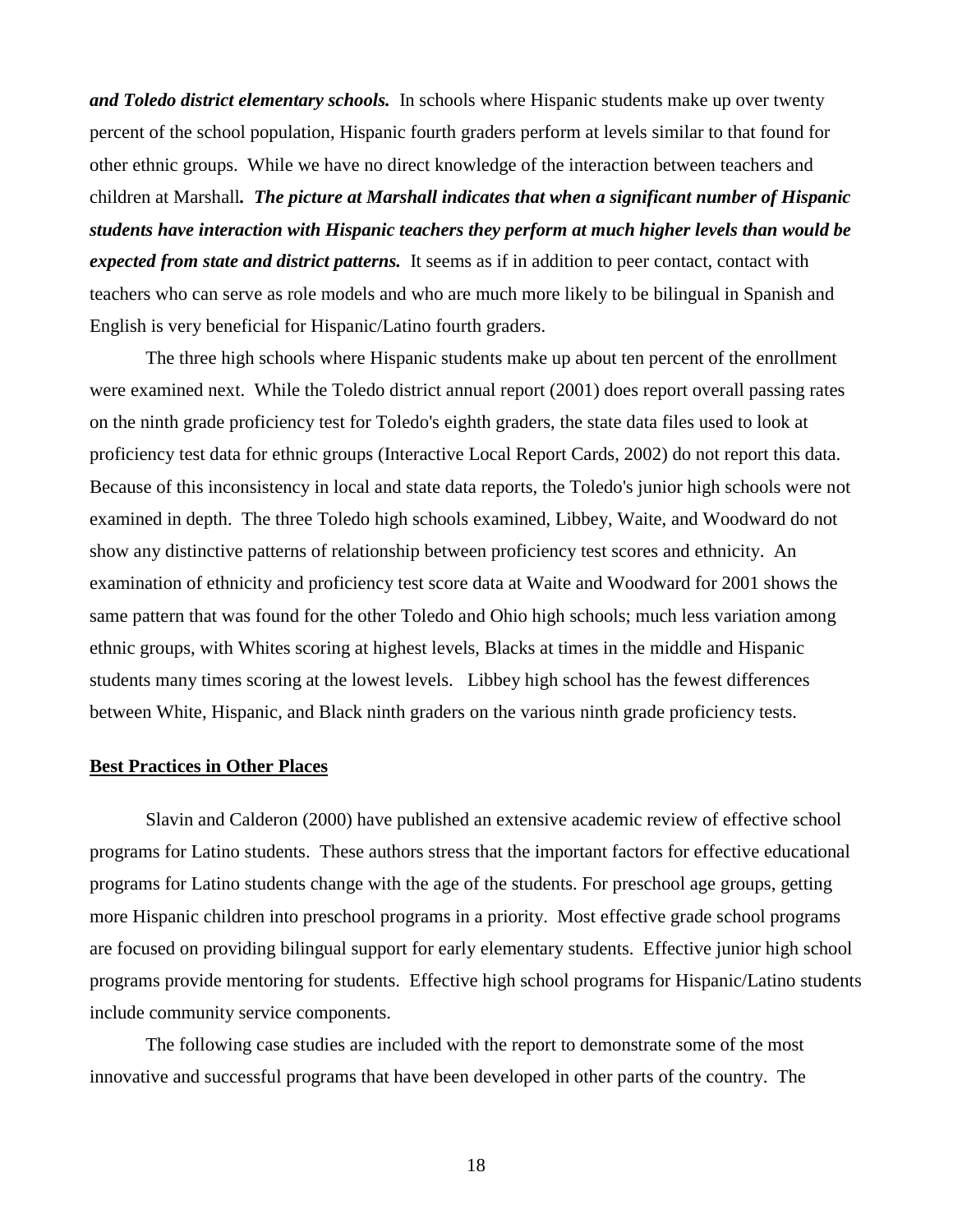***and Toledo district elementary schools.*** In schools where Hispanic students make up over twenty percent of the school population, Hispanic fourth graders perform at levels similar to that found for other ethnic groups. While we have no direct knowledge of the interaction between teachers and children at Marshall***. The picture at Marshall indicates that when a significant number of Hispanic students have interaction with Hispanic teachers they perform at much higher levels than would be expected from state and district patterns.*** It seems as if in addition to peer contact, contact with teachers who can serve as role models and who are much more likely to be bilingual in Spanish and English is very beneficial for Hispanic/Latino fourth graders.

The three high schools where Hispanic students make up about ten percent of the enrollment were examined next. While the Toledo district annual report (2001) does report overall passing rates on the ninth grade proficiency test for Toledo's eighth graders, the state data files used to look at proficiency test data for ethnic groups (Interactive Local Report Cards, 2002) do not report this data. Because of this inconsistency in local and state data reports, the Toledo's junior high schools were not examined in depth. The three Toledo high schools examined, Libbey, Waite, and Woodward do not show any distinctive patterns of relationship between proficiency test scores and ethnicity. An examination of ethnicity and proficiency test score data at Waite and Woodward for 2001 shows the same pattern that was found for the other Toledo and Ohio high schools; much less variation among ethnic groups, with Whites scoring at highest levels, Blacks at times in the middle and Hispanic students many times scoring at the lowest levels. Libbey high school has the fewest differences between White, Hispanic, and Black ninth graders on the various ninth grade proficiency tests.

## Best Practices in Other Places

Slavin and Calderon (2000) have published an extensive academic review of effective school programs for Latino students. These authors stress that the important factors for effective educational programs for Latino students change with the age of the students. For preschool age groups, getting more Hispanic children into preschool programs in a priority. Most effective grade school programs are focused on providing bilingual support for early elementary students. Effective junior high school programs provide mentoring for students. Effective high school programs for Hispanic/Latino students include community service components.

The following case studies are included with the report to demonstrate some of the most innovative and successful programs that have been developed in other parts of the country. The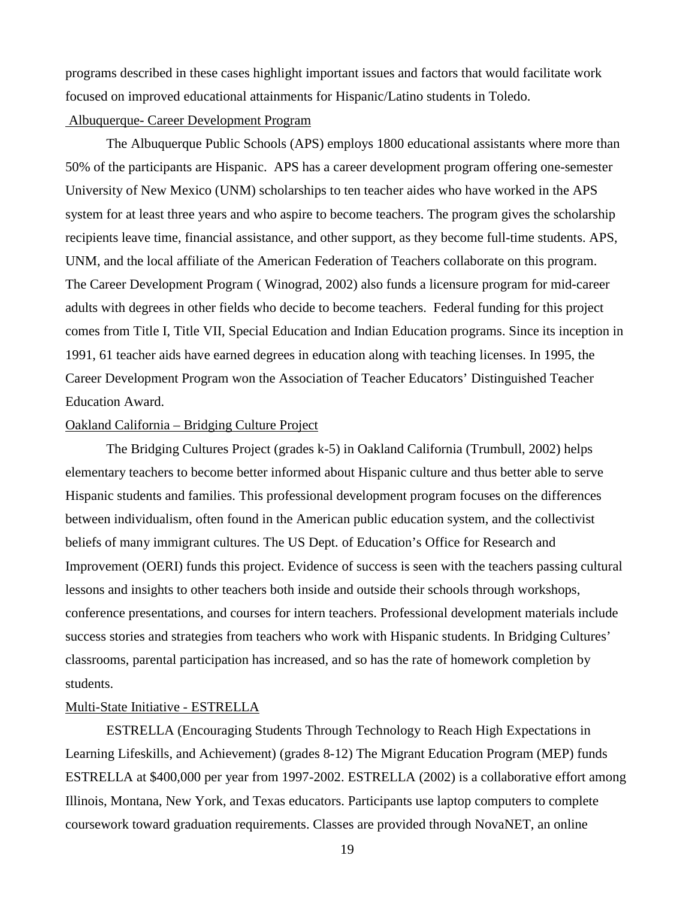programs described in these cases highlight important issues and factors that would facilitate work focused on improved educational attainments for Hispanic/Latino students in Toledo.

### Albuquerque- Career Development Program

The Albuquerque Public Schools (APS) employs 1800 educational assistants where more than 50% of the participants are Hispanic. APS has a career development program offering one-semester University of New Mexico (UNM) scholarships to ten teacher aides who have worked in the APS system for at least three years and who aspire to become teachers. The program gives the scholarship recipients leave time, financial assistance, and other support, as they become full-time students. APS, UNM, and the local affiliate of the American Federation of Teachers collaborate on this program. The Career Development Program ( Winograd, 2002) also funds a licensure program for mid-career adults with degrees in other fields who decide to become teachers. Federal funding for this project comes from Title I, Title VII, Special Education and Indian Education programs. Since its inception in 1991, 61 teacher aids have earned degrees in education along with teaching licenses. In 1995, the Career Development Program won the Association of Teacher Educators' Distinguished Teacher Education Award.

### Oakland California – Bridging Culture Project

The Bridging Cultures Project (grades k-5) in Oakland California (Trumbull, 2002) helps elementary teachers to become better informed about Hispanic culture and thus better able to serve Hispanic students and families. This professional development program focuses on the differences between individualism, often found in the American public education system, and the collectivist beliefs of many immigrant cultures. The US Dept. of Education's Office for Research and Improvement (OERI) funds this project. Evidence of success is seen with the teachers passing cultural lessons and insights to other teachers both inside and outside their schools through workshops, conference presentations, and courses for intern teachers. Professional development materials include success stories and strategies from teachers who work with Hispanic students. In Bridging Cultures' classrooms, parental participation has increased, and so has the rate of homework completion by students.

### Multi-State Initiative - ESTRELLA

ESTRELLA (Encouraging Students Through Technology to Reach High Expectations in Learning Lifeskills, and Achievement) (grades 8-12) The Migrant Education Program (MEP) funds ESTRELLA at $400,000 per year from 1997-2002. ESTRELLA (2002) is a collaborative effort among Illinois, Montana, New York, and Texas educators. Participants use laptop computers to complete coursework toward graduation requirements. Classes are provided through NovaNET, an online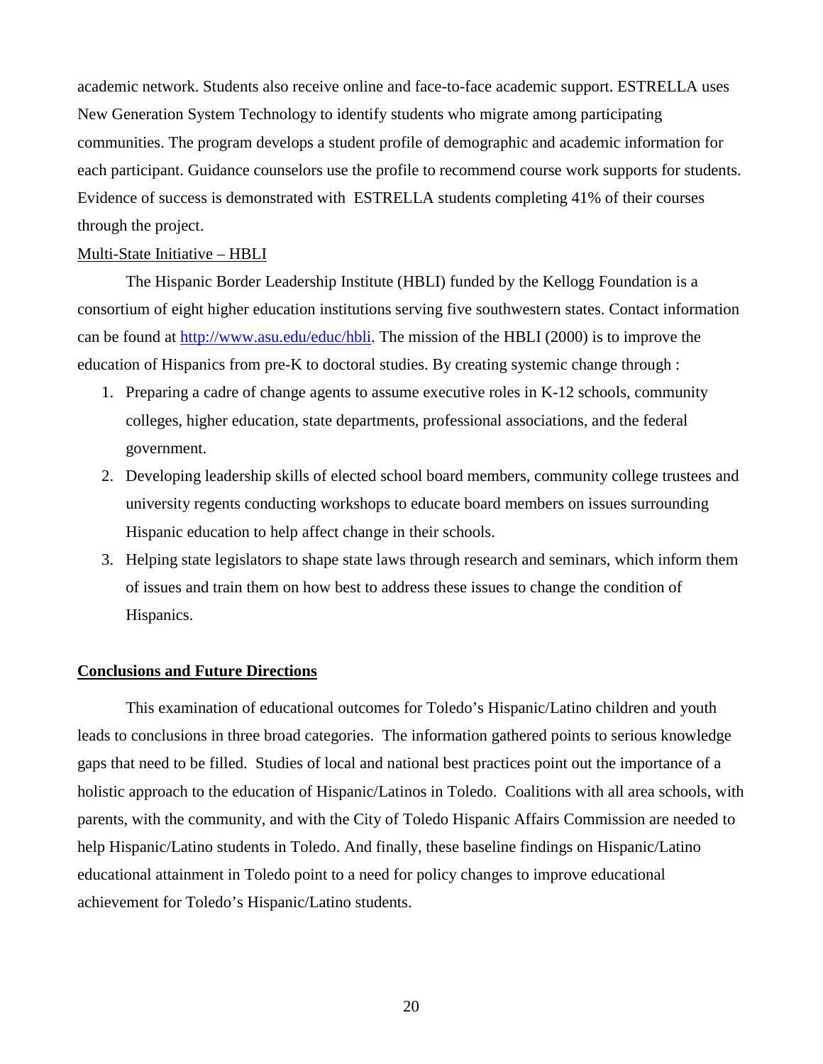academic network. Students also receive online and face-to-face academic support. ESTRELLA uses New Generation System Technology to identify students who migrate among participating communities. The program develops a student profile of demographic and academic information for each participant. Guidance counselors use the profile to recommend course work supports for students. Evidence of success is demonstrated with ESTRELLA students completing 41% of their courses through the project.

Multi-State Initiative – HBLI

The Hispanic Border Leadership Institute (HBLI) funded by the Kellogg Foundation is a consortium of eight higher education institutions serving five southwestern states. Contact information can be found at [http://www.asu.edu/educ/hbli](http://www.asu.edu/educ/hbli). The mission of the HBLI (2000) is to improve the education of Hispanics from pre-K to doctoral studies. By creating systemic change through :

1. Preparing a cadre of change agents to assume executive roles in K-12 schools, community colleges, higher education, state departments, professional associations, and the federal government.
2. Developing leadership skills of elected school board members, community college trustees and university regents conducting workshops to educate board members on issues surrounding Hispanic education to help affect change in their schools.
3. Helping state legislators to shape state laws through research and seminars, which inform them of issues and train them on how best to address these issues to change the condition of Hispanics.

## Conclusions and Future Directions

This examination of educational outcomes for Toledo's Hispanic/Latino children and youth leads to conclusions in three broad categories. The information gathered points to serious knowledge gaps that need to be filled. Studies of local and national best practices point out the importance of a holistic approach to the education of Hispanic/Latinos in Toledo. Coalitions with all area schools, with parents, with the community, and with the City of Toledo Hispanic Affairs Commission are needed to help Hispanic/Latino students in Toledo. And finally, these baseline findings on Hispanic/Latino educational attainment in Toledo point to a need for policy changes to improve educational achievement for Toledo's Hispanic/Latino students.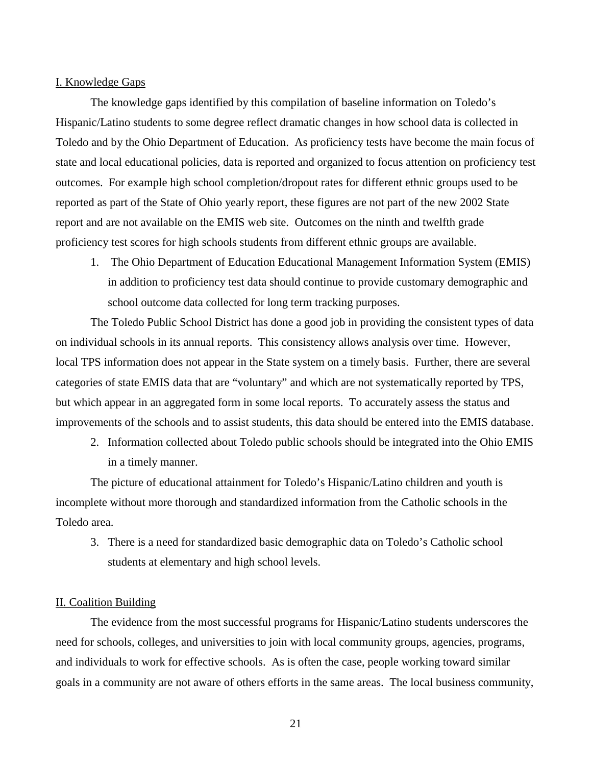## I. Knowledge Gaps

The knowledge gaps identified by this compilation of baseline information on Toledo's Hispanic/Latino students to some degree reflect dramatic changes in how school data is collected in Toledo and by the Ohio Department of Education. As proficiency tests have become the main focus of state and local educational policies, data is reported and organized to focus attention on proficiency test outcomes. For example high school completion/dropout rates for different ethnic groups used to be reported as part of the State of Ohio yearly report, these figures are not part of the new 2002 State report and are not available on the EMIS web site. Outcomes on the ninth and twelfth grade proficiency test scores for high schools students from different ethnic groups are available.

1. The Ohio Department of Education Educational Management Information System (EMIS) in addition to proficiency test data should continue to provide customary demographic and school outcome data collected for long term tracking purposes.

The Toledo Public School District has done a good job in providing the consistent types of data on individual schools in its annual reports. This consistency allows analysis over time. However, local TPS information does not appear in the State system on a timely basis. Further, there are several categories of state EMIS data that are "voluntary" and which are not systematically reported by TPS, but which appear in an aggregated form in some local reports. To accurately assess the status and improvements of the schools and to assist students, this data should be entered into the EMIS database.

2. Information collected about Toledo public schools should be integrated into the Ohio EMIS in a timely manner.

The picture of educational attainment for Toledo's Hispanic/Latino children and youth is incomplete without more thorough and standardized information from the Catholic schools in the Toledo area.

3. There is a need for standardized basic demographic data on Toledo's Catholic school students at elementary and high school levels.

## II. Coalition Building

The evidence from the most successful programs for Hispanic/Latino students underscores the need for schools, colleges, and universities to join with local community groups, agencies, programs, and individuals to work for effective schools. As is often the case, people working toward similar goals in a community are not aware of others efforts in the same areas. The local business community,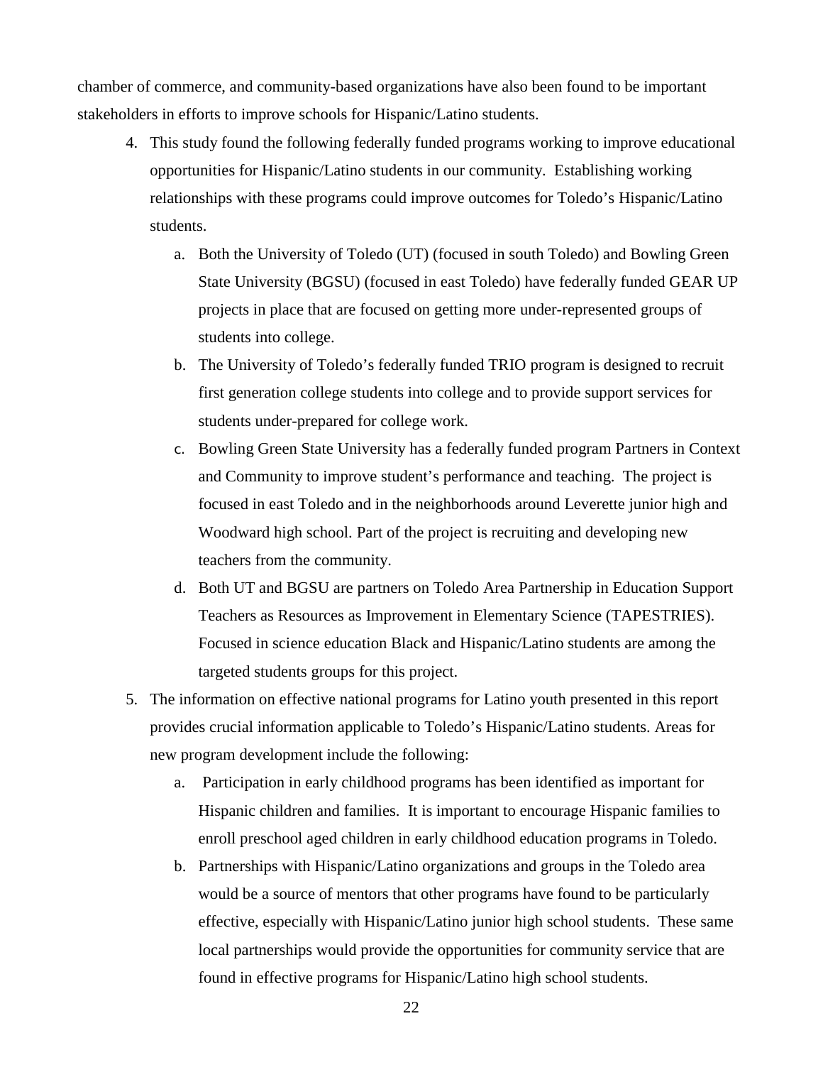chamber of commerce, and community-based organizations have also been found to be important stakeholders in efforts to improve schools for Hispanic/Latino students.

4. This study found the following federally funded programs working to improve educational opportunities for Hispanic/Latino students in our community. Establishing working relationships with these programs could improve outcomes for Toledo's Hispanic/Latino students.
   a. Both the University of Toledo (UT) (focused in south Toledo) and Bowling Green State University (BGSU) (focused in east Toledo) have federally funded GEAR UP projects in place that are focused on getting more under-represented groups of students into college.
   b. The University of Toledo's federally funded TRIO program is designed to recruit first generation college students into college and to provide support services for students under-prepared for college work.
   c. Bowling Green State University has a federally funded program Partners in Context and Community to improve student's performance and teaching. The project is focused in east Toledo and in the neighborhoods around Leverette junior high and Woodward high school. Part of the project is recruiting and developing new teachers from the community.
   d. Both UT and BGSU are partners on Toledo Area Partnership in Education Support Teachers as Resources as Improvement in Elementary Science (TAPESTRIES). Focused in science education Black and Hispanic/Latino students are among the targeted students groups for this project.
5. The information on effective national programs for Latino youth presented in this report provides crucial information applicable to Toledo's Hispanic/Latino students. Areas for new program development include the following:
   a. Participation in early childhood programs has been identified as important for Hispanic children and families. It is important to encourage Hispanic families to enroll preschool aged children in early childhood education programs in Toledo.
   b. Partnerships with Hispanic/Latino organizations and groups in the Toledo area would be a source of mentors that other programs have found to be particularly effective, especially with Hispanic/Latino junior high school students. These same local partnerships would provide the opportunities for community service that are found in effective programs for Hispanic/Latino high school students.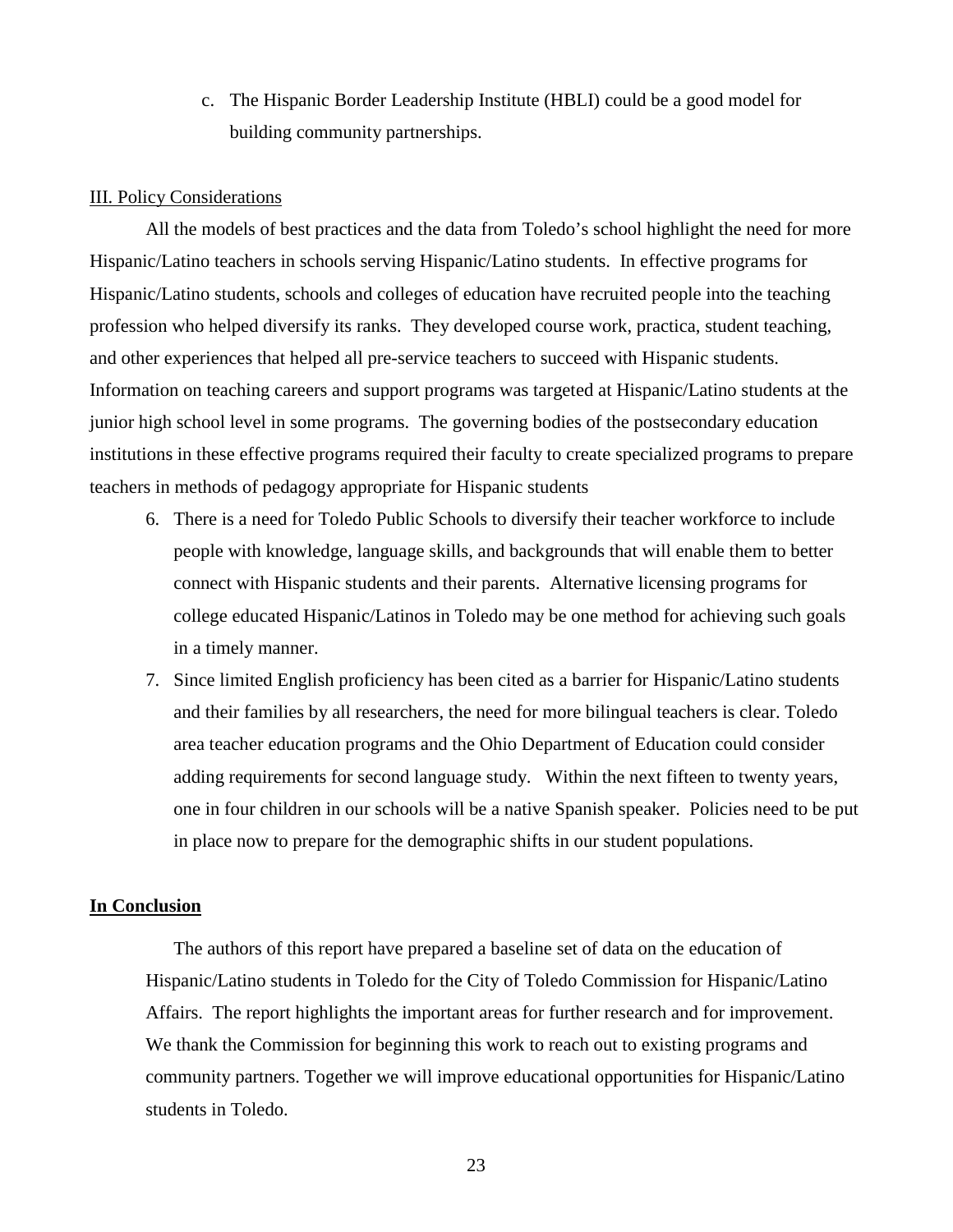c. The Hispanic Border Leadership Institute (HBLI) could be a good model for building community partnerships.

III. Policy Considerations

All the models of best practices and the data from Toledo's school highlight the need for more Hispanic/Latino teachers in schools serving Hispanic/Latino students. In effective programs for Hispanic/Latino students, schools and colleges of education have recruited people into the teaching profession who helped diversify its ranks. They developed course work, practica, student teaching, and other experiences that helped all pre-service teachers to succeed with Hispanic students. Information on teaching careers and support programs was targeted at Hispanic/Latino students at the junior high school level in some programs. The governing bodies of the postsecondary education institutions in these effective programs required their faculty to create specialized programs to prepare teachers in methods of pedagogy appropriate for Hispanic students

6. There is a need for Toledo Public Schools to diversify their teacher workforce to include people with knowledge, language skills, and backgrounds that will enable them to better connect with Hispanic students and their parents. Alternative licensing programs for college educated Hispanic/Latinos in Toledo may be one method for achieving such goals in a timely manner.
7. Since limited English proficiency has been cited as a barrier for Hispanic/Latino students and their families by all researchers, the need for more bilingual teachers is clear. Toledo area teacher education programs and the Ohio Department of Education could consider adding requirements for second language study. Within the next fifteen to twenty years, one in four children in our schools will be a native Spanish speaker. Policies need to be put in place now to prepare for the demographic shifts in our student populations.

**In Conclusion**

The authors of this report have prepared a baseline set of data on the education of Hispanic/Latino students in Toledo for the City of Toledo Commission for Hispanic/Latino Affairs. The report highlights the important areas for further research and for improvement. We thank the Commission for beginning this work to reach out to existing programs and community partners. Together we will improve educational opportunities for Hispanic/Latino students in Toledo.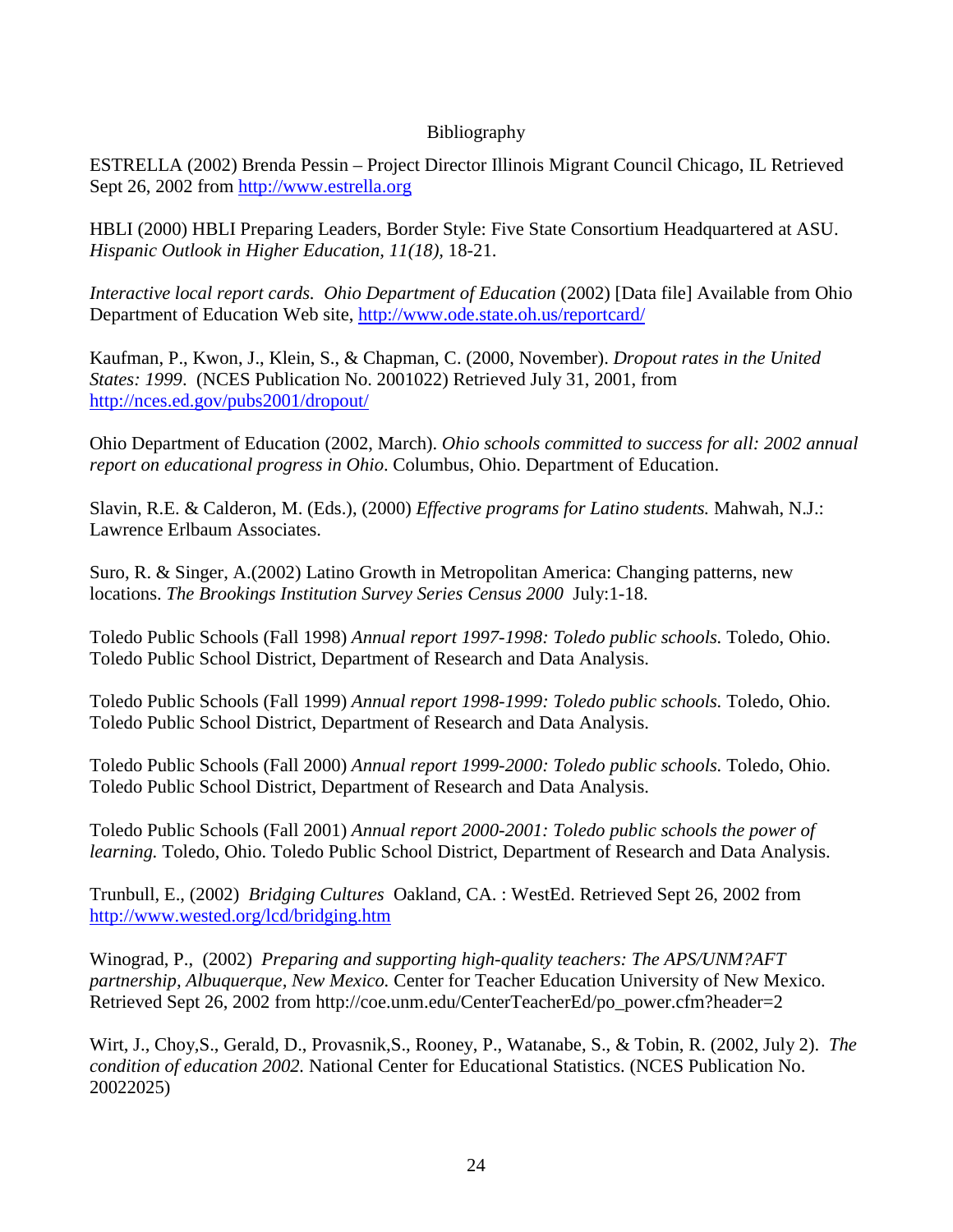# Bibliography

ESTRELLA (2002) Brenda Pessin – Project Director Illinois Migrant Council Chicago, IL Retrieved Sept 26, 2002 from http://www.estrella.org

HBLI (2000) HBLI Preparing Leaders, Border Style: Five State Consortium Headquartered at ASU. *Hispanic Outlook in Higher Education, 11(18),* 18-21.

*Interactive local report cards. Ohio Department of Education* (2002) [Data file] Available from Ohio Department of Education Web site, http://www.ode.state.oh.us/reportcard/

Kaufman, P., Kwon, J., Klein, S., & Chapman, C. (2000, November). *Dropout rates in the United States: 1999*. (NCES Publication No. 2001022) Retrieved July 31, 2001, from http://nces.ed.gov/pubs2001/dropout/

Ohio Department of Education (2002, March). *Ohio schools committed to success for all: 2002 annual report on educational progress in Ohio*. Columbus, Ohio. Department of Education.

Slavin, R.E. & Calderon, M. (Eds.), (2000) *Effective programs for Latino students.* Mahwah, N.J.: Lawrence Erlbaum Associates.

Suro, R. & Singer, A.(2002) Latino Growth in Metropolitan America: Changing patterns, new locations. *The Brookings Institution Survey Series Census 2000* July:1-18.

Toledo Public Schools (Fall 1998) *Annual report 1997-1998: Toledo public schools.* Toledo, Ohio. Toledo Public School District, Department of Research and Data Analysis.

Toledo Public Schools (Fall 1999) *Annual report 1998-1999: Toledo public schools.* Toledo, Ohio. Toledo Public School District, Department of Research and Data Analysis.

Toledo Public Schools (Fall 2000) *Annual report 1999-2000: Toledo public schools.* Toledo, Ohio. Toledo Public School District, Department of Research and Data Analysis.

Toledo Public Schools (Fall 2001) *Annual report 2000-2001: Toledo public schools the power of learning.* Toledo, Ohio. Toledo Public School District, Department of Research and Data Analysis.

Trunbull, E., (2002) *Bridging Cultures* Oakland, CA. : WestEd. Retrieved Sept 26, 2002 from http://www.wested.org/lcd/bridging.htm

Winograd, P., (2002) *Preparing and supporting high-quality teachers: The APS/UNM?AFT partnership, Albuquerque, New Mexico.* Center for Teacher Education University of New Mexico. Retrieved Sept 26, 2002 from http://coe.unm.edu/CenterTeacherEd/po_power.cfm?header=2

Wirt, J., Choy,S., Gerald, D., Provasnik,S., Rooney, P., Watanabe, S., & Tobin, R. (2002, July 2). *The condition of education 2002.* National Center for Educational Statistics. (NCES Publication No. 20022025)